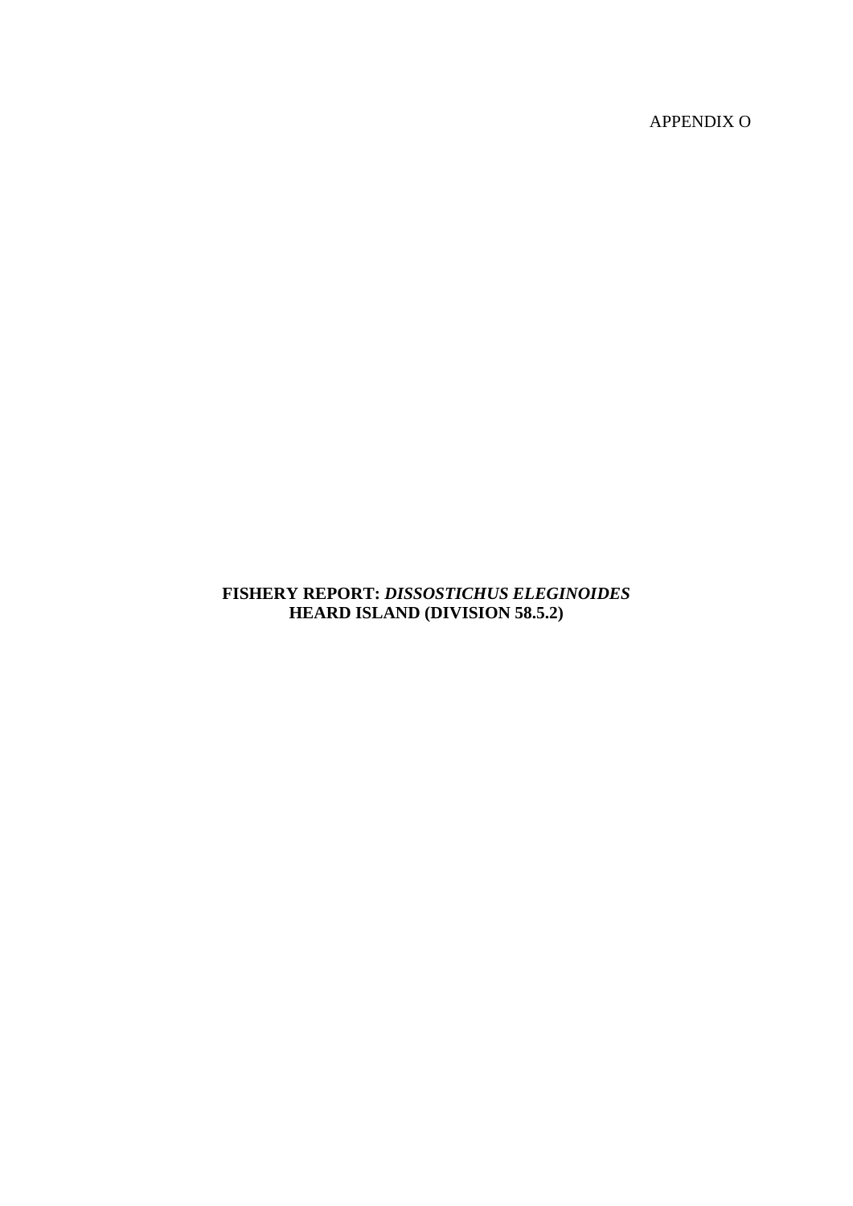APPENDIX O

# FISHERY REPORT: *DISSOSTICHUS ELEGINOIDES* HEARD ISLAND (DIVISION 58.5.2)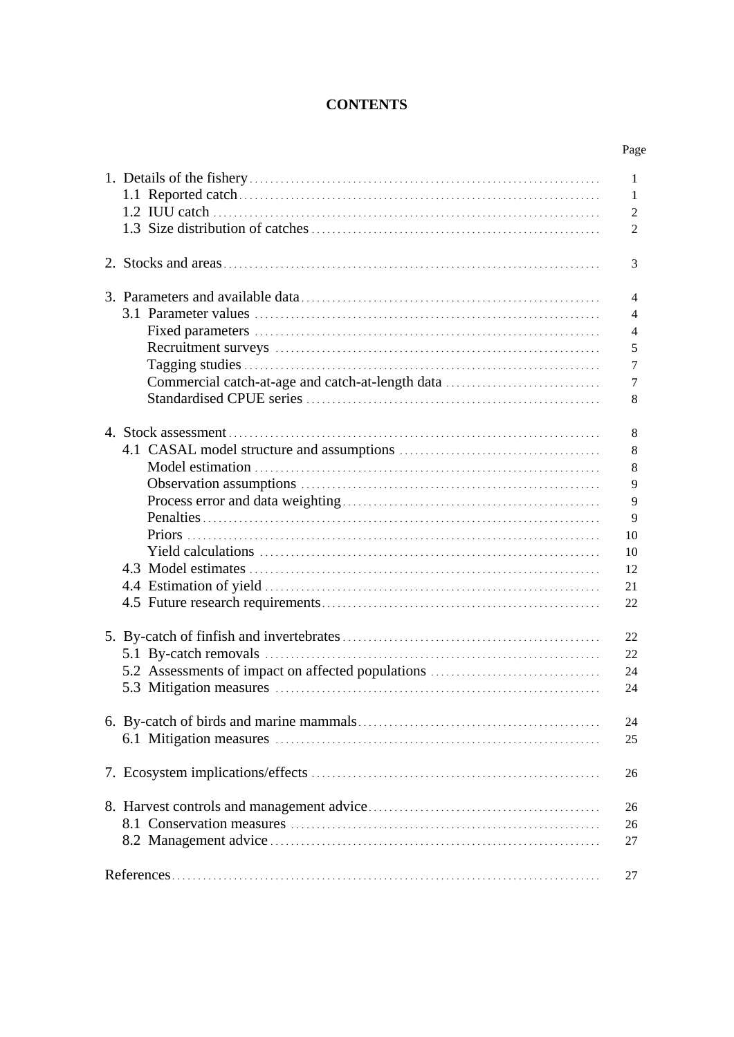# CONTENTS

| | Page |
|---|---|
| 1. Details of the fishery | 1 |
| 1.1 Reported catch | 1 |
| 1.2 IUU catch | 2 |
| 1.3 Size distribution of catches | 2 |
| 2. Stocks and areas | 3 |
| 3. Parameters and available data | 4 |
| 3.1 Parameter values | 4 |
| Fixed parameters | 4 |
| Recruitment surveys | 5 |
| Tagging studies | 7 |
| Commercial catch-at-age and catch-at-length data | 7 |
| Standardised CPUE series | 8 |
| 4. Stock assessment | 8 |
| 4.1 CASAL model structure and assumptions | 8 |
| Model estimation | 8 |
| Observation assumptions | 9 |
| Process error and data weighting | 9 |
| Penalties | 9 |
| Priors | 10 |
| Yield calculations | 10 |
| 4.3 Model estimates | 12 |
| 4.4 Estimation of yield | 21 |
| 4.5 Future research requirements | 22 |
| 5. By-catch of finfish and invertebrates | 22 |
| 5.1 By-catch removals | 22 |
| 5.2 Assessments of impact on affected populations | 24 |
| 5.3 Mitigation measures | 24 |
| 6. By-catch of birds and marine mammals | 24 |
| 6.1 Mitigation measures | 25 |
| 7. Ecosystem implications/effects | 26 |
| 8. Harvest controls and management advice | 26 |
| 8.1 Conservation measures | 26 |
| 8.2 Management advice | 27 |
| References | 27 |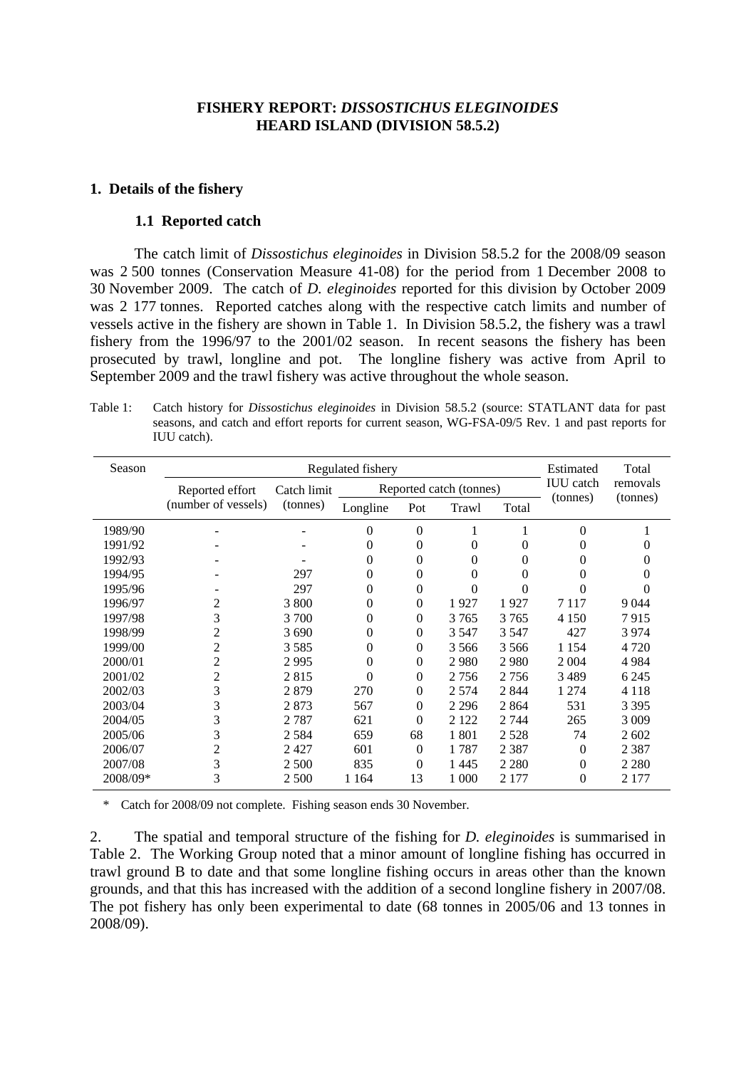**FISHERY REPORT: *DISSOSTICHUS ELEGINOIDES* HEARD ISLAND (DIVISION 58.5.2)**

## 1. Details of the fishery

### 1.1 Reported catch

The catch limit of *Dissostichus eleginoides* in Division 58.5.2 for the 2008/09 season was 2 500 tonnes (Conservation Measure 41-08) for the period from 1 December 2008 to 30 November 2009. The catch of *D. eleginoides* reported for this division by October 2009 was 2 177 tonnes. Reported catches along with the respective catch limits and number of vessels active in the fishery are shown in Table 1. In Division 58.5.2, the fishery was a trawl fishery from the 1996/97 to the 2001/02 season. In recent seasons the fishery has been prosecuted by trawl, longline and pot. The longline fishery was active from April to September 2009 and the trawl fishery was active throughout the whole season.

Table 1: Catch history for *Dissostichus eleginoides* in Division 58.5.2 (source: STATLANT data for past seasons, and catch and effort reports for current season, WG-FSA-09/5 Rev. 1 and past reports for IUU catch).

| Season | Regulated fishery | | | | | | Estimated IUU catch (tonnes) | Total removals (tonnes) |
|---|---|---|---|---|---|---|---|---|
| | Reported effort (number of vessels) | Catch limit (tonnes) | Reported catch (tonnes) | | | | | |
| | | | Longline | Pot | Trawl | Total | | |
| 1989/90 | - | - | 0 | 0 | 1 | 1 | 0 | 1 |
| 1991/92 | - | - | 0 | 0 | 0 | 0 | 0 | 0 |
| 1992/93 | - | - | 0 | 0 | 0 | 0 | 0 | 0 |
| 1994/95 | - | 297 | 0 | 0 | 0 | 0 | 0 | 0 |
| 1995/96 | - | 297 | 0 | 0 | 0 | 0 | 0 | 0 |
| 1996/97 | 2 | 3 800 | 0 | 0 | 1 927 | 1 927 | 7 117 | 9 044 |
| 1997/98 | 3 | 3 700 | 0 | 0 | 3 765 | 3 765 | 4 150 | 7 915 |
| 1998/99 | 2 | 3 690 | 0 | 0 | 3 547 | 3 547 | 427 | 3 974 |
| 1999/00 | 2 | 3 585 | 0 | 0 | 3 566 | 3 566 | 1 154 | 4 720 |
| 2000/01 | 2 | 2 995 | 0 | 0 | 2 980 | 2 980 | 2 004 | 4 984 |
| 2001/02 | 2 | 2 815 | 0 | 0 | 2 756 | 2 756 | 3 489 | 6 245 |
| 2002/03 | 3 | 2 879 | 270 | 0 | 2 574 | 2 844 | 1 274 | 4 118 |
| 2003/04 | 3 | 2 873 | 567 | 0 | 2 296 | 2 864 | 531 | 3 395 |
| 2004/05 | 3 | 2 787 | 621 | 0 | 2 122 | 2 744 | 265 | 3 009 |
| 2005/06 | 3 | 2 584 | 659 | 68 | 1 801 | 2 528 | 74 | 2 602 |
| 2006/07 | 2 | 2 427 | 601 | 0 | 1 787 | 2 387 | 0 | 2 387 |
| 2007/08 | 3 | 2 500 | 835 | 0 | 1 445 | 2 280 | 0 | 2 280 |
| 2008/09* | 3 | 2 500 | 1 164 | 13 | 1 000 | 2 177 | 0 | 2 177 |

\* Catch for 2008/09 not complete. Fishing season ends 30 November.

2. The spatial and temporal structure of the fishing for *D. eleginoides* is summarised in Table 2. The Working Group noted that a minor amount of longline fishing has occurred in trawl ground B to date and that some longline fishing occurs in areas other than the known grounds, and that this has increased with the addition of a second longline fishery in 2007/08. The pot fishery has only been experimental to date (68 tonnes in 2005/06 and 13 tonnes in 2008/09).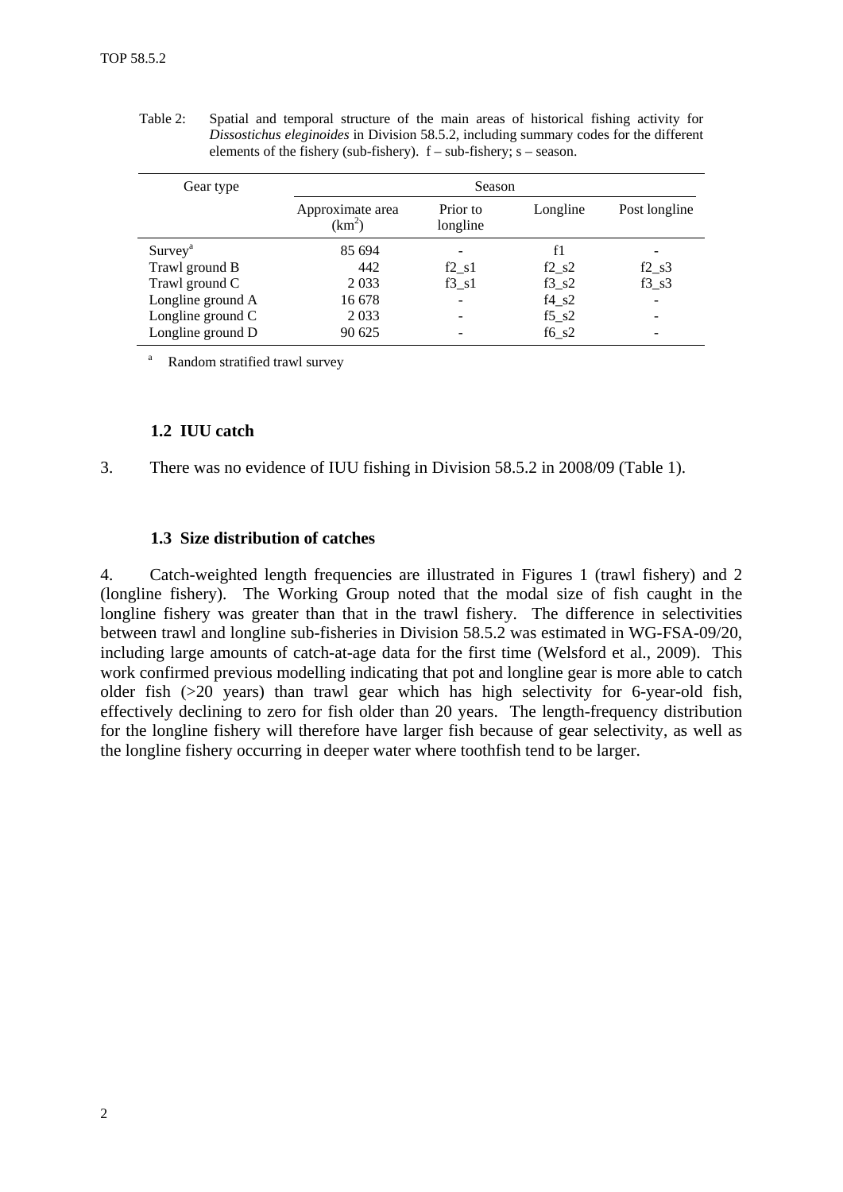Table 2: Spatial and temporal structure of the main areas of historical fishing activity for *Dissostichus eleginoides* in Division 58.5.2, including summary codes for the different elements of the fishery (sub-fishery). f – sub-fishery; s – season.

| Gear type | Season | | | |
|---|---|---|---|---|
| | Approximate area ($km^2$) | Prior to longline | Longline | Post longline |
| Survey[a] | 85 694 | - | f1 | - |
| Trawl ground B | 442 | f2_s1 | f2_s2 | f2_s3 |
| Trawl ground C | 2 033 | f3_s1 | f3_s2 | f3_s3 |
| Longline ground A | 16 678 | - | f4_s2 | - |
| Longline ground C | 2 033 | - | f5_s2 | - |
| Longline ground D | 90 625 | - | f6_s2 | - |

[a] Random stratified trawl survey

### 1.2 IUU catch

3. There was no evidence of IUU fishing in Division 58.5.2 in 2008/09 (Table 1).

### 1.3 Size distribution of catches

4. Catch-weighted length frequencies are illustrated in Figures 1 (trawl fishery) and 2 (longline fishery). The Working Group noted that the modal size of fish caught in the longline fishery was greater than that in the trawl fishery. The difference in selectivities between trawl and longline sub-fisheries in Division 58.5.2 was estimated in WG-FSA-09/20, including large amounts of catch-at-age data for the first time (Welsford et al., 2009). This work confirmed previous modelling indicating that pot and longline gear is more able to catch older fish (>20 years) than trawl gear which has high selectivity for 6-year-old fish, effectively declining to zero for fish older than 20 years. The length-frequency distribution for the longline fishery will therefore have larger fish because of gear selectivity, as well as the longline fishery occurring in deeper water where toothfish tend to be larger.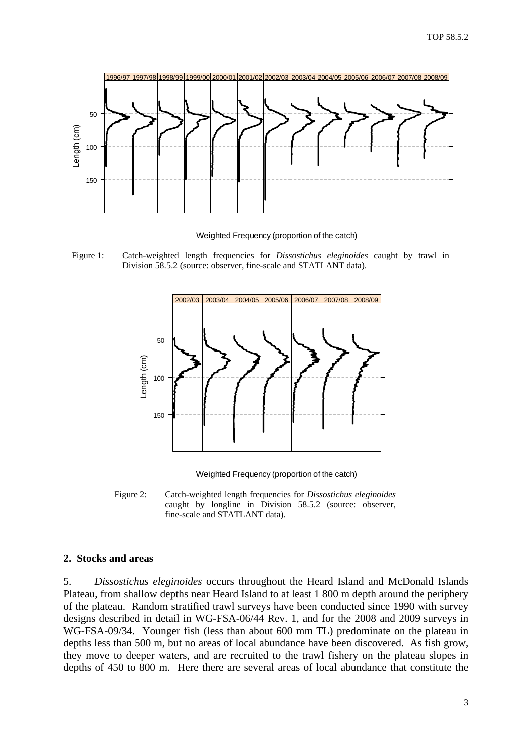Figure 1: Catch-weighted length frequencies for *Dissostichus eleginoides* caught by trawl in Division 58.5.2 (source: observer, fine-scale and STATLANT data).

Figure 2: Catch-weighted length frequencies for *Dissostichus eleginoides* caught by longline in Division 58.5.2 (source: observer, fine-scale and STATLANT data).

## 2. Stocks and areas

5. *Dissostichus eleginoides* occurs throughout the Heard Island and McDonald Islands Plateau, from shallow depths near Heard Island to at least 1 800 m depth around the periphery of the plateau. Random stratified trawl surveys have been conducted since 1990 with survey designs described in detail in WG-FSA-06/44 Rev. 1, and for the 2008 and 2009 surveys in WG-FSA-09/34. Younger fish (less than about 600 mm TL) predominate on the plateau in depths less than 500 m, but no areas of local abundance have been discovered. As fish grow, they move to deeper waters, and are recruited to the trawl fishery on the plateau slopes in depths of 450 to 800 m. Here there are several areas of local abundance that constitute the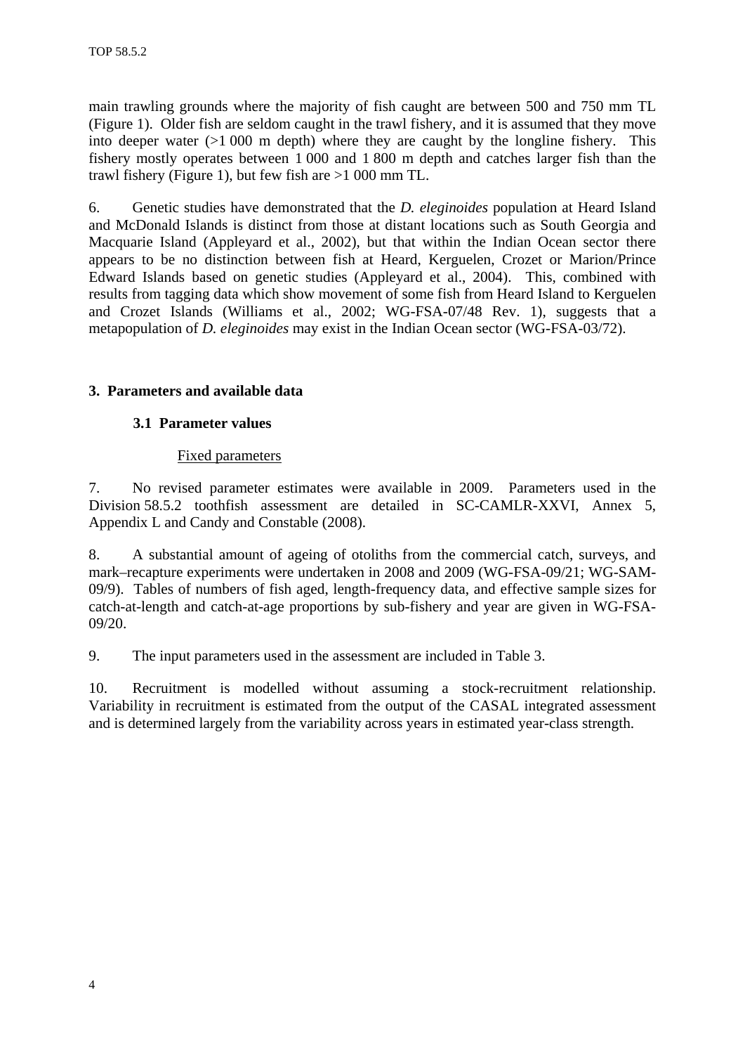main trawling grounds where the majority of fish caught are between 500 and 750 mm TL (Figure 1). Older fish are seldom caught in the trawl fishery, and it is assumed that they move into deeper water (>1 000 m depth) where they are caught by the longline fishery. This fishery mostly operates between 1 000 and 1 800 m depth and catches larger fish than the trawl fishery (Figure 1), but few fish are >1 000 mm TL.

6. Genetic studies have demonstrated that the *D. eleginoides* population at Heard Island and McDonald Islands is distinct from those at distant locations such as South Georgia and Macquarie Island (Appleyard et al., 2002), but that within the Indian Ocean sector there appears to be no distinction between fish at Heard, Kerguelen, Crozet or Marion/Prince Edward Islands based on genetic studies (Appleyard et al., 2004). This, combined with results from tagging data which show movement of some fish from Heard Island to Kerguelen and Crozet Islands (Williams et al., 2002; WG-FSA-07/48 Rev. 1), suggests that a metapopulation of *D. eleginoides* may exist in the Indian Ocean sector (WG-FSA-03/72).

## 3. Parameters and available data

### 3.1 Parameter values

Fixed parameters

7. No revised parameter estimates were available in 2009. Parameters used in the Division 58.5.2 toothfish assessment are detailed in SC-CAMLR-XXVI, Annex 5, Appendix L and Candy and Constable (2008).

8. A substantial amount of ageing of otoliths from the commercial catch, surveys, and mark–recapture experiments were undertaken in 2008 and 2009 (WG-FSA-09/21; WG-SAM-09/9). Tables of numbers of fish aged, length-frequency data, and effective sample sizes for catch-at-length and catch-at-age proportions by sub-fishery and year are given in WG-FSA-09/20.

9. The input parameters used in the assessment are included in Table 3.

10. Recruitment is modelled without assuming a stock-recruitment relationship. Variability in recruitment is estimated from the output of the CASAL integrated assessment and is determined largely from the variability across years in estimated year-class strength.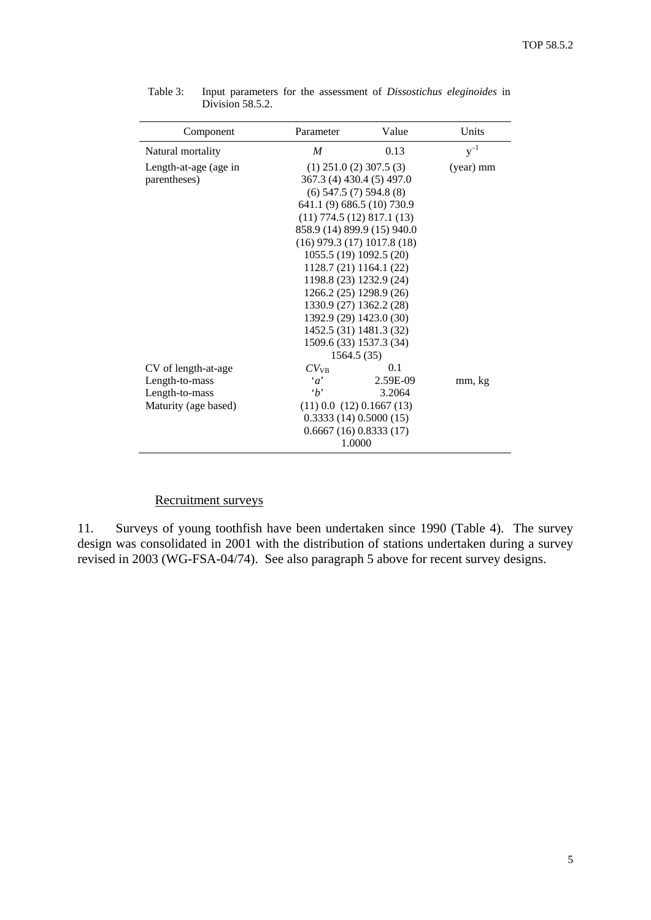Table 3: Input parameters for the assessment of *Dissostichus eleginoides* in Division 58.5.2.

| Component | Parameter | Value | Units |
|---|---|---|---|
| Natural mortality | $M$ | 0.13 | $y^{-1}$ |
| Length-at-age (age in parentheses) | (1) 251.0 (2) 307.5 (3) 367.3 (4) 430.4 (5) 497.0 (6) 547.5 (7) 594.8 (8) 641.1 (9) 686.5 (10) 730.9 (11) 774.5 (12) 817.1 (13) 858.9 (14) 899.9 (15) 940.0 (16) 979.3 (17) 1017.8 (18) 1055.5 (19) 1092.5 (20) 1128.7 (21) 1164.1 (22) 1198.8 (23) 1232.9 (24) 1266.2 (25) 1298.9 (26) 1330.9 (27) 1362.2 (28) 1392.9 (29) 1423.0 (30) 1452.5 (31) 1481.3 (32) 1509.6 (33) 1537.3 (34) 1564.5 (35) | | (year) mm |
| CV of length-at-age | $CV_{VB}$ | 0.1 | |
| Length-to-mass | '$a$' | 2.59E-09 | mm, kg |
| Length-to-mass | '$b$' | 3.2064 | |
| Maturity (age based) | (11) 0.0 (12) 0.1667 (13) 0.3333 (14) 0.5000 (15) 0.6667 (16) 0.8333 (17) 1.0000 | | |

Recruitment surveys

11. Surveys of young toothfish have been undertaken since 1990 (Table 4). The survey design was consolidated in 2001 with the distribution of stations undertaken during a survey revised in 2003 (WG-FSA-04/74). See also paragraph 5 above for recent survey designs.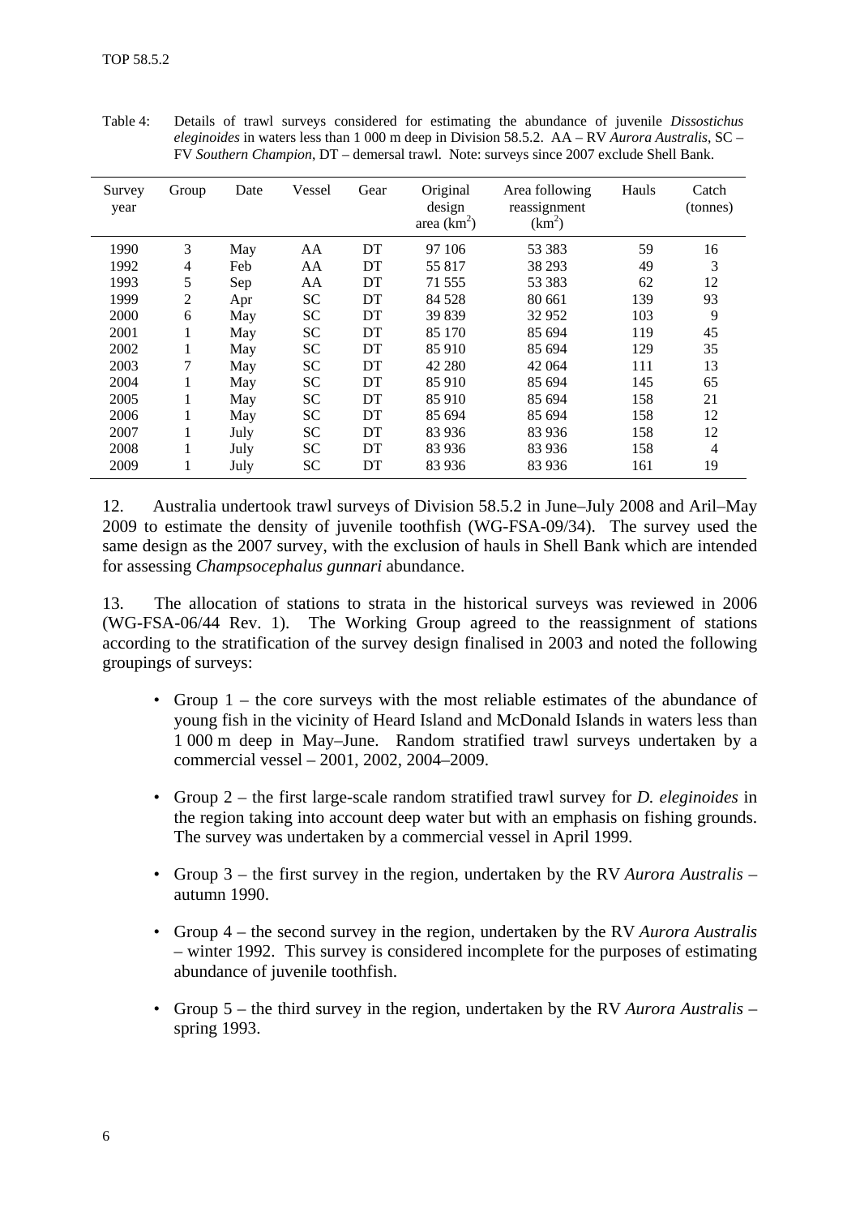Table 4: Details of trawl surveys considered for estimating the abundance of juvenile *Dissostichus eleginoides* in waters less than 1 000 m deep in Division 58.5.2. AA – RV *Aurora Australis*, SC – FV *Southern Champion*, DT – demersal trawl. Note: surveys since 2007 exclude Shell Bank.

| Survey year | Group | Date | Vessel | Gear | Original design area (km$^2$) | Area following reassignment (km$^2$) | Hauls | Catch (tonnes) |
|---|---|---|---|---|---|---|---|---|
| 1990 | 3 | May | AA | DT | 97 106 | 53 383 | 59 | 16 |
| 1992 | 4 | Feb | AA | DT | 55 817 | 38 293 | 49 | 3 |
| 1993 | 5 | Sep | AA | DT | 71 555 | 53 383 | 62 | 12 |
| 1999 | 2 | Apr | SC | DT | 84 528 | 80 661 | 139 | 93 |
| 2000 | 6 | May | SC | DT | 39 839 | 32 952 | 103 | 9 |
| 2001 | 1 | May | SC | DT | 85 170 | 85 694 | 119 | 45 |
| 2002 | 1 | May | SC | DT | 85 910 | 85 694 | 129 | 35 |
| 2003 | 7 | May | SC | DT | 42 280 | 42 064 | 111 | 13 |
| 2004 | 1 | May | SC | DT | 85 910 | 85 694 | 145 | 65 |
| 2005 | 1 | May | SC | DT | 85 910 | 85 694 | 158 | 21 |
| 2006 | 1 | May | SC | DT | 85 694 | 85 694 | 158 | 12 |
| 2007 | 1 | July | SC | DT | 83 936 | 83 936 | 158 | 12 |
| 2008 | 1 | July | SC | DT | 83 936 | 83 936 | 158 | 4 |
| 2009 | 1 | July | SC | DT | 83 936 | 83 936 | 161 | 19 |

12. Australia undertook trawl surveys of Division 58.5.2 in June–July 2008 and Aril–May 2009 to estimate the density of juvenile toothfish (WG-FSA-09/34). The survey used the same design as the 2007 survey, with the exclusion of hauls in Shell Bank which are intended for assessing *Champsocephalus gunnari* abundance.

13. The allocation of stations to strata in the historical surveys was reviewed in 2006 (WG-FSA-06/44 Rev. 1). The Working Group agreed to the reassignment of stations according to the stratification of the survey design finalised in 2003 and noted the following groupings of surveys:

- Group 1 – the core surveys with the most reliable estimates of the abundance of young fish in the vicinity of Heard Island and McDonald Islands in waters less than 1 000 m deep in May–June. Random stratified trawl surveys undertaken by a commercial vessel – 2001, 2002, 2004–2009.

- Group 2 – the first large-scale random stratified trawl survey for *D. eleginoides* in the region taking into account deep water but with an emphasis on fishing grounds. The survey was undertaken by a commercial vessel in April 1999.

- Group 3 – the first survey in the region, undertaken by the RV *Aurora Australis* – autumn 1990.

- Group 4 – the second survey in the region, undertaken by the RV *Aurora Australis* – winter 1992. This survey is considered incomplete for the purposes of estimating abundance of juvenile toothfish.

- Group 5 – the third survey in the region, undertaken by the RV *Aurora Australis* – spring 1993.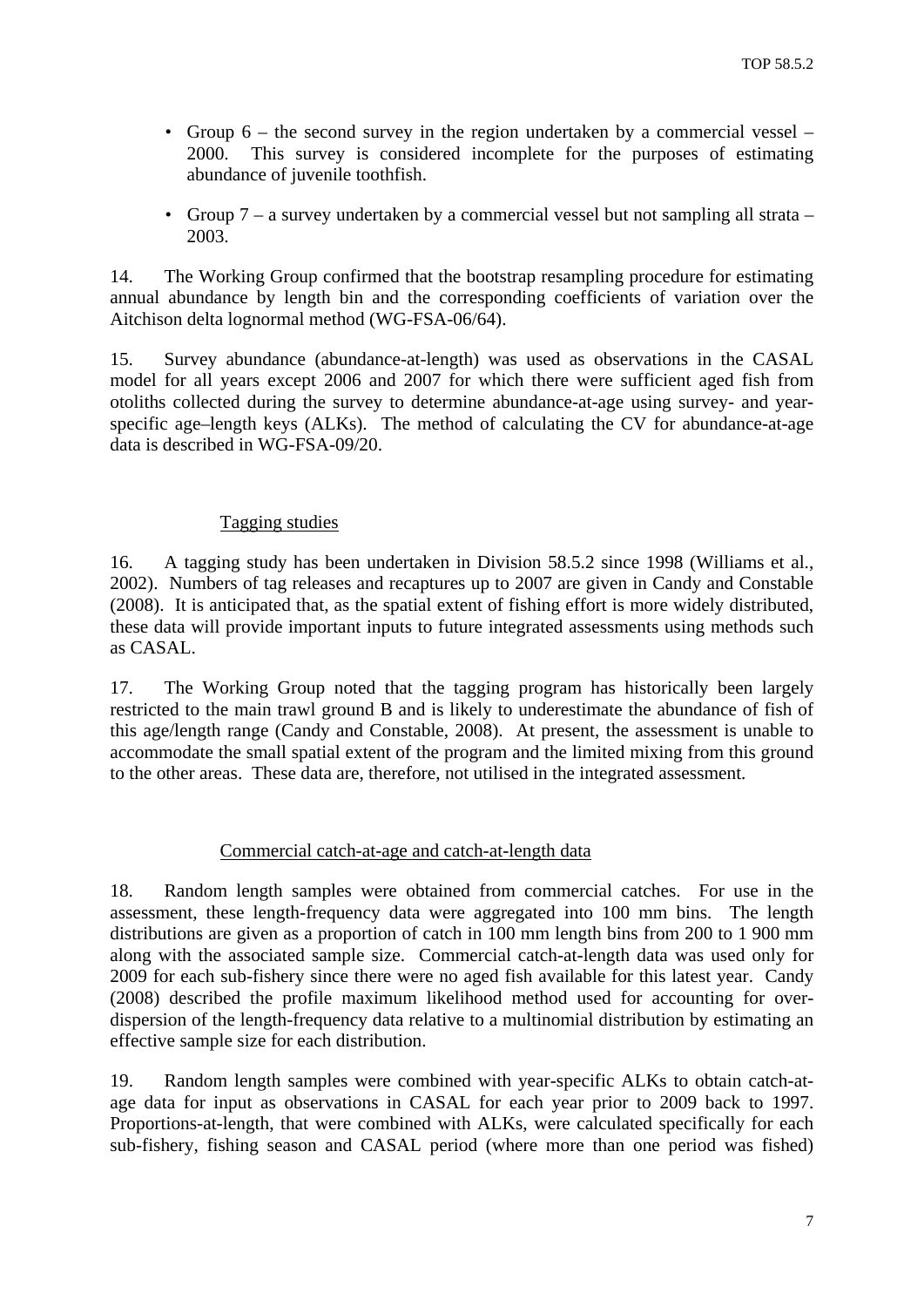- Group 6 – the second survey in the region undertaken by a commercial vessel – 2000. This survey is considered incomplete for the purposes of estimating abundance of juvenile toothfish.

- Group 7 – a survey undertaken by a commercial vessel but not sampling all strata – 2003.

14. The Working Group confirmed that the bootstrap resampling procedure for estimating annual abundance by length bin and the corresponding coefficients of variation over the Aitchison delta lognormal method (WG-FSA-06/64).

15. Survey abundance (abundance-at-length) was used as observations in the CASAL model for all years except 2006 and 2007 for which there were sufficient aged fish from otoliths collected during the survey to determine abundance-at-age using survey- and year-specific age–length keys (ALKs). The method of calculating the CV for abundance-at-age data is described in WG-FSA-09/20.

### Tagging studies

16. A tagging study has been undertaken in Division 58.5.2 since 1998 (Williams et al., 2002). Numbers of tag releases and recaptures up to 2007 are given in Candy and Constable (2008). It is anticipated that, as the spatial extent of fishing effort is more widely distributed, these data will provide important inputs to future integrated assessments using methods such as CASAL.

17. The Working Group noted that the tagging program has historically been largely restricted to the main trawl ground B and is likely to underestimate the abundance of fish of this age/length range (Candy and Constable, 2008). At present, the assessment is unable to accommodate the small spatial extent of the program and the limited mixing from this ground to the other areas. These data are, therefore, not utilised in the integrated assessment.

### Commercial catch-at-age and catch-at-length data

18. Random length samples were obtained from commercial catches. For use in the assessment, these length-frequency data were aggregated into 100 mm bins. The length distributions are given as a proportion of catch in 100 mm length bins from 200 to 1 900 mm along with the associated sample size. Commercial catch-at-length data was used only for 2009 for each sub-fishery since there were no aged fish available for this latest year. Candy (2008) described the profile maximum likelihood method used for accounting for over-dispersion of the length-frequency data relative to a multinomial distribution by estimating an effective sample size for each distribution.

19. Random length samples were combined with year-specific ALKs to obtain catch-at-age data for input as observations in CASAL for each year prior to 2009 back to 1997. Proportions-at-length, that were combined with ALKs, were calculated specifically for each sub-fishery, fishing season and CASAL period (where more than one period was fished)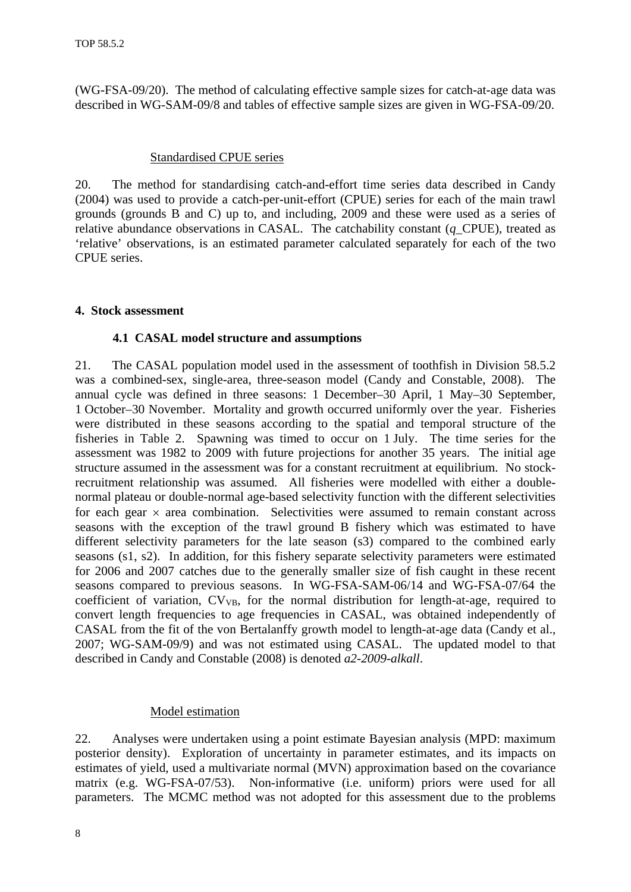(WG-FSA-09/20). The method of calculating effective sample sizes for catch-at-age data was described in WG-SAM-09/8 and tables of effective sample sizes are given in WG-FSA-09/20.

### Standardised CPUE series

20. The method for standardising catch-and-effort time series data described in Candy (2004) was used to provide a catch-per-unit-effort (CPUE) series for each of the main trawl grounds (grounds B and C) up to, and including, 2009 and these were used as a series of relative abundance observations in CASAL. The catchability constant (*q*_CPUE), treated as 'relative' observations, is an estimated parameter calculated separately for each of the two CPUE series.

## 4. Stock assessment

### 4.1 CASAL model structure and assumptions

21. The CASAL population model used in the assessment of toothfish in Division 58.5.2 was a combined-sex, single-area, three-season model (Candy and Constable, 2008). The annual cycle was defined in three seasons: 1 December–30 April, 1 May–30 September, 1 October–30 November. Mortality and growth occurred uniformly over the year. Fisheries were distributed in these seasons according to the spatial and temporal structure of the fisheries in Table 2. Spawning was timed to occur on 1 July. The time series for the assessment was 1982 to 2009 with future projections for another 35 years. The initial age structure assumed in the assessment was for a constant recruitment at equilibrium. No stock-recruitment relationship was assumed. All fisheries were modelled with either a double-normal plateau or double-normal age-based selectivity function with the different selectivities for each gear $\times$ area combination. Selectivities were assumed to remain constant across seasons with the exception of the trawl ground B fishery which was estimated to have different selectivity parameters for the late season (s3) compared to the combined early seasons (s1, s2). In addition, for this fishery separate selectivity parameters were estimated for 2006 and 2007 catches due to the generally smaller size of fish caught in these recent seasons compared to previous seasons. In WG-FSA-SAM-06/14 and WG-FSA-07/64 the coefficient of variation, $CV_{VB}$, for the normal distribution for length-at-age, required to convert length frequencies to age frequencies in CASAL, was obtained independently of CASAL from the fit of the von Bertalanffy growth model to length-at-age data (Candy et al., 2007; WG-SAM-09/9) and was not estimated using CASAL. The updated model to that described in Candy and Constable (2008) is denoted *a2-2009-alkall*.

### Model estimation

22. Analyses were undertaken using a point estimate Bayesian analysis (MPD: maximum posterior density). Exploration of uncertainty in parameter estimates, and its impacts on estimates of yield, used a multivariate normal (MVN) approximation based on the covariance matrix (e.g. WG-FSA-07/53). Non-informative (i.e. uniform) priors were used for all parameters. The MCMC method was not adopted for this assessment due to the problems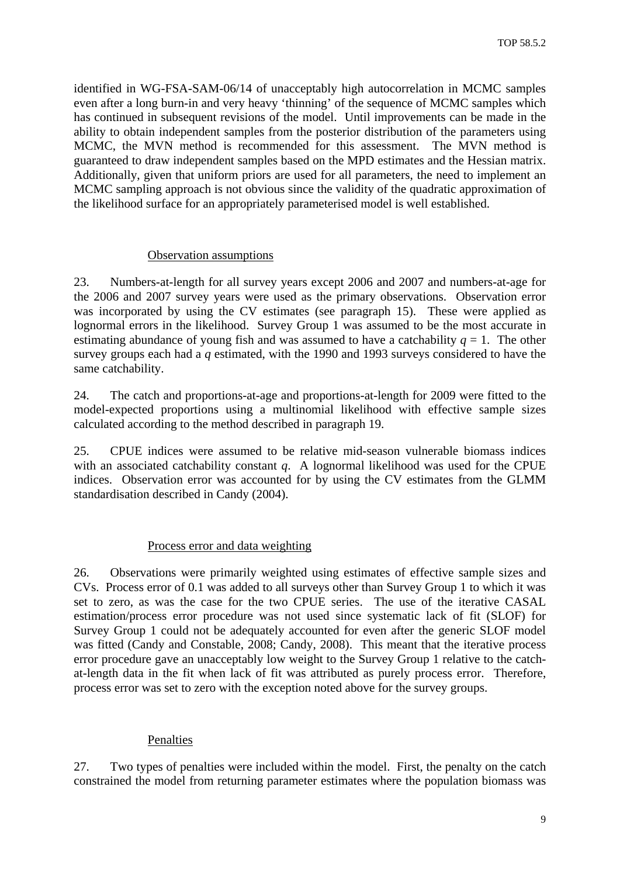identified in WG-FSA-SAM-06/14 of unacceptably high autocorrelation in MCMC samples even after a long burn-in and very heavy 'thinning' of the sequence of MCMC samples which has continued in subsequent revisions of the model. Until improvements can be made in the ability to obtain independent samples from the posterior distribution of the parameters using MCMC, the MVN method is recommended for this assessment. The MVN method is guaranteed to draw independent samples based on the MPD estimates and the Hessian matrix. Additionally, given that uniform priors are used for all parameters, the need to implement an MCMC sampling approach is not obvious since the validity of the quadratic approximation of the likelihood surface for an appropriately parameterised model is well established.

### Observation assumptions

23. Numbers-at-length for all survey years except 2006 and 2007 and numbers-at-age for the 2006 and 2007 survey years were used as the primary observations. Observation error was incorporated by using the CV estimates (see paragraph 15). These were applied as lognormal errors in the likelihood. Survey Group 1 was assumed to be the most accurate in estimating abundance of young fish and was assumed to have a catchability $q = 1$. The other survey groups each had a $q$ estimated, with the 1990 and 1993 surveys considered to have the same catchability.

24. The catch and proportions-at-age and proportions-at-length for 2009 were fitted to the model-expected proportions using a multinomial likelihood with effective sample sizes calculated according to the method described in paragraph 19.

25. CPUE indices were assumed to be relative mid-season vulnerable biomass indices with an associated catchability constant $q$. A lognormal likelihood was used for the CPUE indices. Observation error was accounted for by using the CV estimates from the GLMM standardisation described in Candy (2004).

### Process error and data weighting

26. Observations were primarily weighted using estimates of effective sample sizes and CVs. Process error of 0.1 was added to all surveys other than Survey Group 1 to which it was set to zero, as was the case for the two CPUE series. The use of the iterative CASAL estimation/process error procedure was not used since systematic lack of fit (SLOF) for Survey Group 1 could not be adequately accounted for even after the generic SLOF model was fitted (Candy and Constable, 2008; Candy, 2008). This meant that the iterative process error procedure gave an unacceptably low weight to the Survey Group 1 relative to the catch-at-length data in the fit when lack of fit was attributed as purely process error. Therefore, process error was set to zero with the exception noted above for the survey groups.

### Penalties

27. Two types of penalties were included within the model. First, the penalty on the catch constrained the model from returning parameter estimates where the population biomass was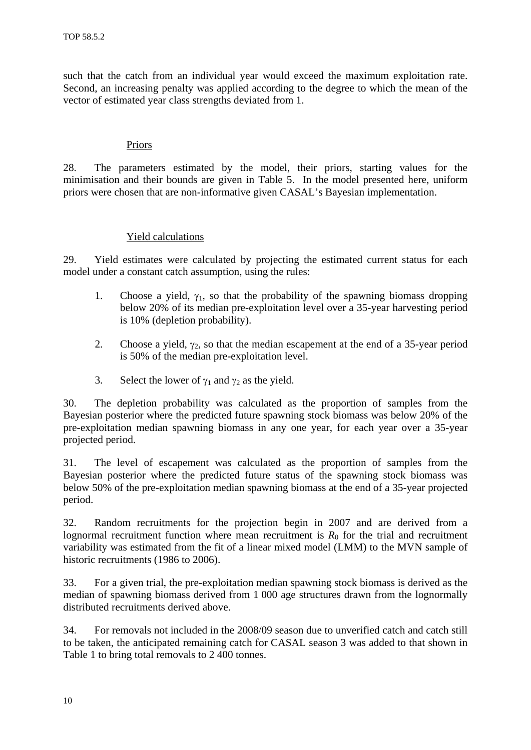such that the catch from an individual year would exceed the maximum exploitation rate. Second, an increasing penalty was applied according to the degree to which the mean of the vector of estimated year class strengths deviated from 1.

### Priors

28. The parameters estimated by the model, their priors, starting values for the minimisation and their bounds are given in Table 5. In the model presented here, uniform priors were chosen that are non-informative given CASAL's Bayesian implementation.

### Yield calculations

29. Yield estimates were calculated by projecting the estimated current status for each model under a constant catch assumption, using the rules:

1. Choose a yield, $\gamma_1$, so that the probability of the spawning biomass dropping below 20% of its median pre-exploitation level over a 35-year harvesting period is 10% (depletion probability).

2. Choose a yield, $\gamma_2$, so that the median escapement at the end of a 35-year period is 50% of the median pre-exploitation level.

3. Select the lower of $\gamma_1$ and $\gamma_2$ as the yield.

30. The depletion probability was calculated as the proportion of samples from the Bayesian posterior where the predicted future spawning stock biomass was below 20% of the pre-exploitation median spawning biomass in any one year, for each year over a 35-year projected period.

31. The level of escapement was calculated as the proportion of samples from the Bayesian posterior where the predicted future status of the spawning stock biomass was below 50% of the pre-exploitation median spawning biomass at the end of a 35-year projected period.

32. Random recruitments for the projection begin in 2007 and are derived from a lognormal recruitment function where mean recruitment is $R_0$ for the trial and recruitment variability was estimated from the fit of a linear mixed model (LMM) to the MVN sample of historic recruitments (1986 to 2006).

33. For a given trial, the pre-exploitation median spawning stock biomass is derived as the median of spawning biomass derived from 1 000 age structures drawn from the lognormally distributed recruitments derived above.

34. For removals not included in the 2008/09 season due to unverified catch and catch still to be taken, the anticipated remaining catch for CASAL season 3 was added to that shown in Table 1 to bring total removals to 2 400 tonnes.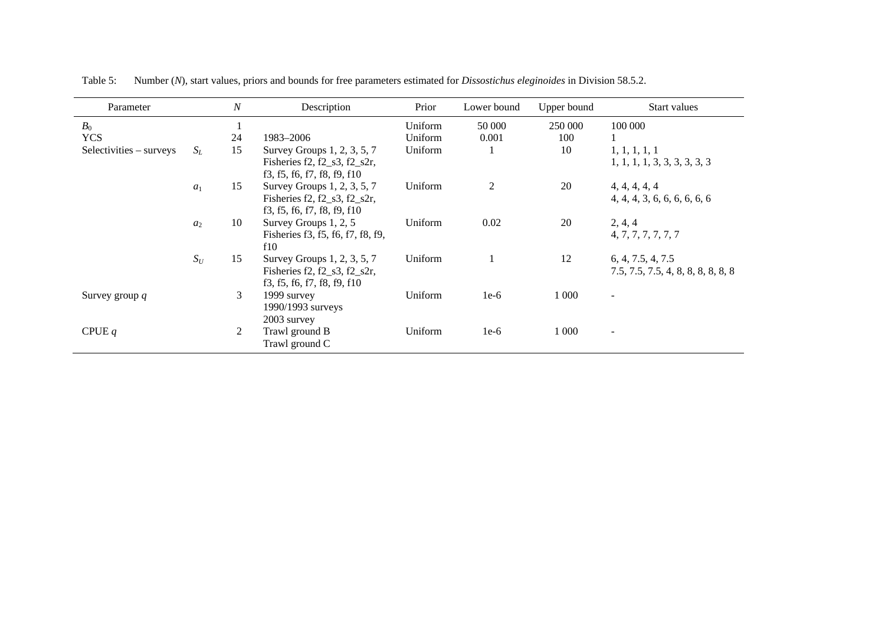Table 5: Number ($N$), start values, priors and bounds for free parameters estimated for *Dissostichus eleginoides* in Division 58.5.2.

| Parameter | | $N$ | Description | Prior | Lower bound | Upper bound | Start values |
|---|---|---|---|---|---|---|---|
| $B_0$ | | 1 | | Uniform | 50 000 | 250 000 | 100 000 |
| YCS | | 24 | 1983–2006 | Uniform | 0.001 | 100 | 1 |
| Selectivities – surveys | $S_L$ | 15 | Survey Groups 1, 2, 3, 5, 7<br>Fisheries f2, f2_s3, f2_s2r, f3, f5, f6, f7, f8, f9, f10 | Uniform | 1 | 10 | 1, 1, 1, 1, 1<br>1, 1, 1, 1, 3, 3, 3, 3, 3, 3 |
| | $a_1$ | 15 | Survey Groups 1, 2, 3, 5, 7<br>Fisheries f2, f2_s3, f2_s2r, f3, f5, f6, f7, f8, f9, f10 | Uniform | 2 | 20 | 4, 4, 4, 4, 4<br>4, 4, 4, 3, 6, 6, 6, 6, 6, 6 |
| | $a_2$ | 10 | Survey Groups 1, 2, 5<br>Fisheries f3, f5, f6, f7, f8, f9, f10 | Uniform | 0.02 | 20 | 2, 4, 4<br>4, 7, 7, 7, 7, 7, 7 |
| | $S_U$ | 15 | Survey Groups 1, 2, 3, 5, 7<br>Fisheries f2, f2_s3, f2_s2r, f3, f5, f6, f7, f8, f9, f10 | Uniform | 1 | 12 | 6, 4, 7.5, 4, 7.5<br>7.5, 7.5, 7.5, 4, 8, 8, 8, 8, 8, 8 |
| Survey group $q$ | | 3 | 1999 survey<br>1990/1993 surveys<br>2003 survey | Uniform | 1e-6 | 1 000 | - |
| CPUE $q$ | | 2 | Trawl ground B<br>Trawl ground C | Uniform | 1e-6 | 1 000 | - |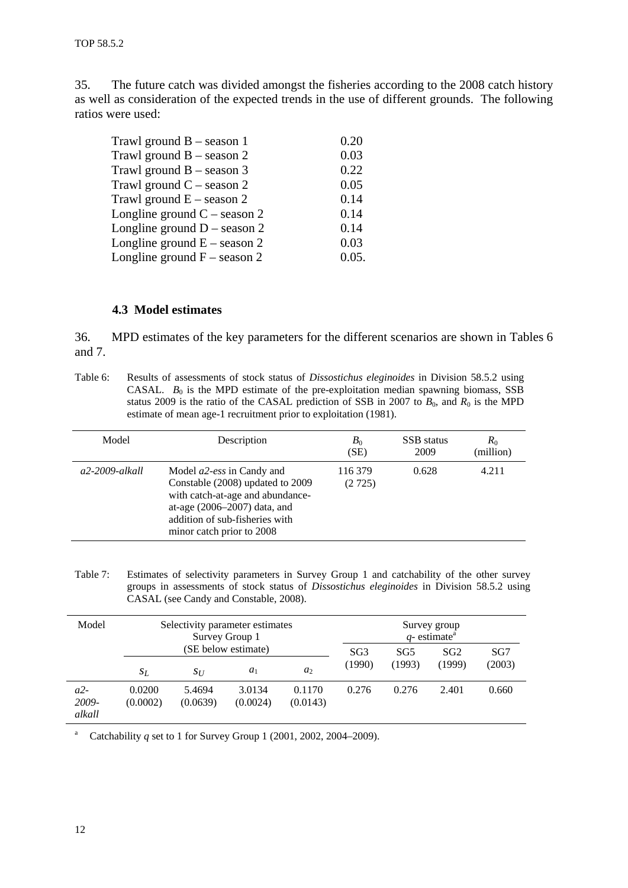35. The future catch was divided amongst the fisheries according to the 2008 catch history as well as consideration of the expected trends in the use of different grounds. The following ratios were used:

| | |
|---|---|
| Trawl ground B – season 1 | 0.20 |
| Trawl ground B – season 2 | 0.03 |
| Trawl ground B – season 3 | 0.22 |
| Trawl ground C – season 2 | 0.05 |
| Trawl ground E – season 2 | 0.14 |
| Longline ground C – season 2 | 0.14 |
| Longline ground D – season 2 | 0.14 |
| Longline ground E – season 2 | 0.03 |
| Longline ground F – season 2 | 0.05. |

### 4.3 Model estimates

36. MPD estimates of the key parameters for the different scenarios are shown in Tables 6 and 7.

Table 6: Results of assessments of stock status of *Dissostichus eleginoides* in Division 58.5.2 using CASAL. $B_0$ is the MPD estimate of the pre-exploitation median spawning biomass, SSB status 2009 is the ratio of the CASAL prediction of SSB in 2007 to $B_0$, and $R_0$ is the MPD estimate of mean age-1 recruitment prior to exploitation (1981).

| Model | Description | $B_0$ (SE) | SSB status 2009 | $R_0$ (million) |
|---|---|---|---|---|
| *a2-2009-alkall* | Model *a2-ess* in Candy and Constable (2008) updated to 2009 with catch-at-age and abundance-at-age (2006–2007) data, and addition of sub-fisheries with minor catch prior to 2008 | 116 379 (2 725) | 0.628 | 4.211 |

Table 7: Estimates of selectivity parameters in Survey Group 1 and catchability of the other survey groups in assessments of stock status of *Dissostichus eleginoides* in Division 58.5.2 using CASAL (see Candy and Constable, 2008).

| Model | Selectivity parameter estimates Survey Group 1 (SE below estimate) | | | | Survey group *q*- estimate[a] | | | |
|---|---|---|---|---|---|---|---|---|
| | | | | | SG3 (1990) | SG5 (1993) | SG2 (1999) | SG7 (2003) |
| | $s_L$ | $s_U$ | $a_1$ | $a_2$ | | | | |
| *a2-2009-alkall* | 0.0200 (0.0002) | 5.4694 (0.0639) | 3.0134 (0.0024) | 0.1170 (0.0143) | 0.276 | 0.276 | 2.401 | 0.660 |

[a] Catchability *q* set to 1 for Survey Group 1 (2001, 2002, 2004–2009).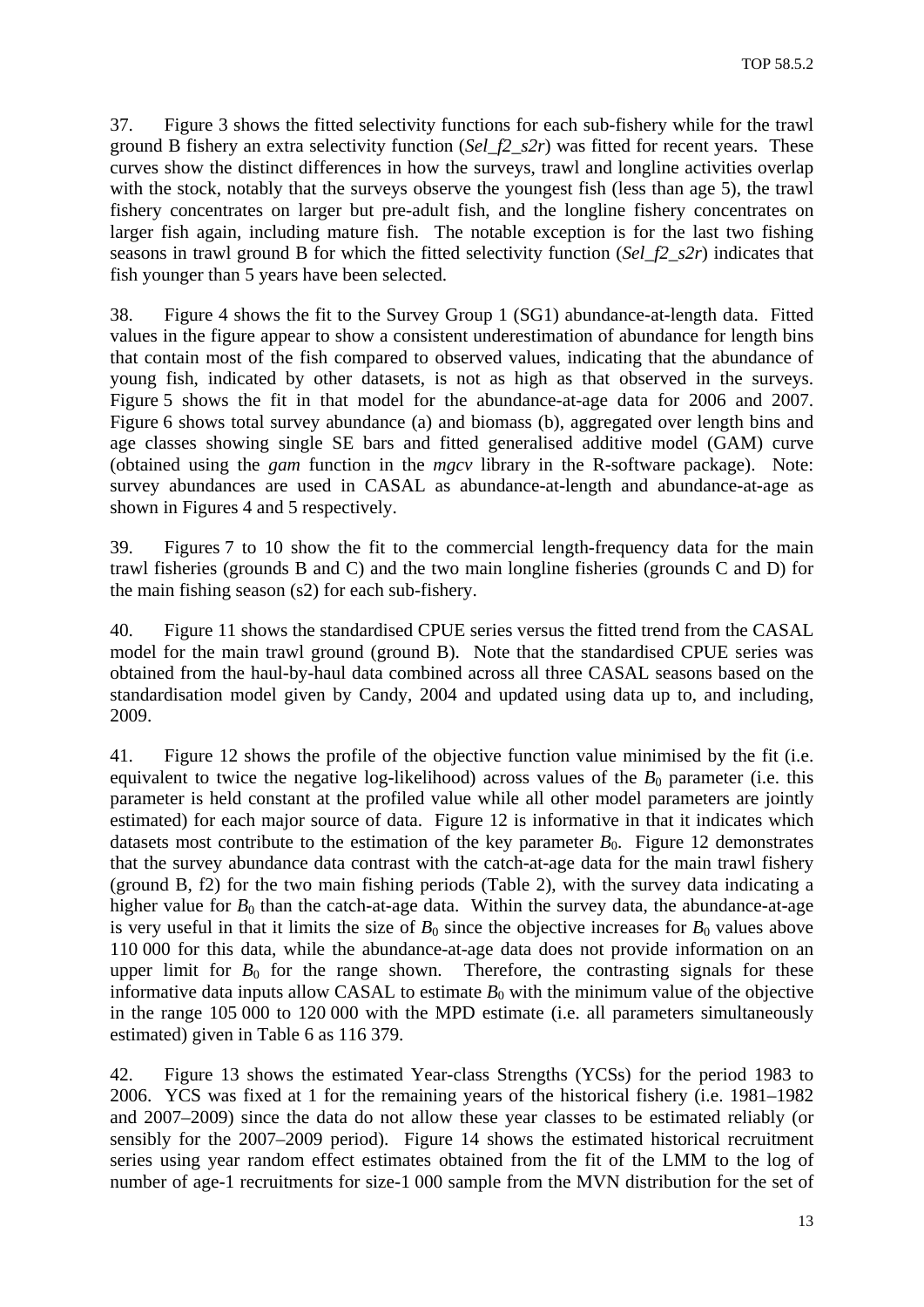37. Figure 3 shows the fitted selectivity functions for each sub-fishery while for the trawl ground B fishery an extra selectivity function (*Sel_f2_s2r*) was fitted for recent years. These curves show the distinct differences in how the surveys, trawl and longline activities overlap with the stock, notably that the surveys observe the youngest fish (less than age 5), the trawl fishery concentrates on larger but pre-adult fish, and the longline fishery concentrates on larger fish again, including mature fish. The notable exception is for the last two fishing seasons in trawl ground B for which the fitted selectivity function (*Sel_f2_s2r*) indicates that fish younger than 5 years have been selected.

38. Figure 4 shows the fit to the Survey Group 1 (SG1) abundance-at-length data. Fitted values in the figure appear to show a consistent underestimation of abundance for length bins that contain most of the fish compared to observed values, indicating that the abundance of young fish, indicated by other datasets, is not as high as that observed in the surveys. Figure 5 shows the fit in that model for the abundance-at-age data for 2006 and 2007. Figure 6 shows total survey abundance (a) and biomass (b), aggregated over length bins and age classes showing single SE bars and fitted generalised additive model (GAM) curve (obtained using the *gam* function in the *mgcv* library in the R-software package). Note: survey abundances are used in CASAL as abundance-at-length and abundance-at-age as shown in Figures 4 and 5 respectively.

39. Figures 7 to 10 show the fit to the commercial length-frequency data for the main trawl fisheries (grounds B and C) and the two main longline fisheries (grounds C and D) for the main fishing season (s2) for each sub-fishery.

40. Figure 11 shows the standardised CPUE series versus the fitted trend from the CASAL model for the main trawl ground (ground B). Note that the standardised CPUE series was obtained from the haul-by-haul data combined across all three CASAL seasons based on the standardisation model given by Candy, 2004 and updated using data up to, and including, 2009.

41. Figure 12 shows the profile of the objective function value minimised by the fit (i.e. equivalent to twice the negative log-likelihood) across values of the $B_0$ parameter (i.e. this parameter is held constant at the profiled value while all other model parameters are jointly estimated) for each major source of data. Figure 12 is informative in that it indicates which datasets most contribute to the estimation of the key parameter $B_0$. Figure 12 demonstrates that the survey abundance data contrast with the catch-at-age data for the main trawl fishery (ground B, f2) for the two main fishing periods (Table 2), with the survey data indicating a higher value for $B_0$ than the catch-at-age data. Within the survey data, the abundance-at-age is very useful in that it limits the size of $B_0$ since the objective increases for $B_0$ values above 110 000 for this data, while the abundance-at-age data does not provide information on an upper limit for $B_0$ for the range shown. Therefore, the contrasting signals for these informative data inputs allow CASAL to estimate $B_0$ with the minimum value of the objective in the range 105 000 to 120 000 with the MPD estimate (i.e. all parameters simultaneously estimated) given in Table 6 as 116 379.

42. Figure 13 shows the estimated Year-class Strengths (YCSs) for the period 1983 to 2006. YCS was fixed at 1 for the remaining years of the historical fishery (i.e. 1981–1982 and 2007–2009) since the data do not allow these year classes to be estimated reliably (or sensibly for the 2007–2009 period). Figure 14 shows the estimated historical recruitment series using year random effect estimates obtained from the fit of the LMM to the log of number of age-1 recruitments for size-1 000 sample from the MVN distribution for the set of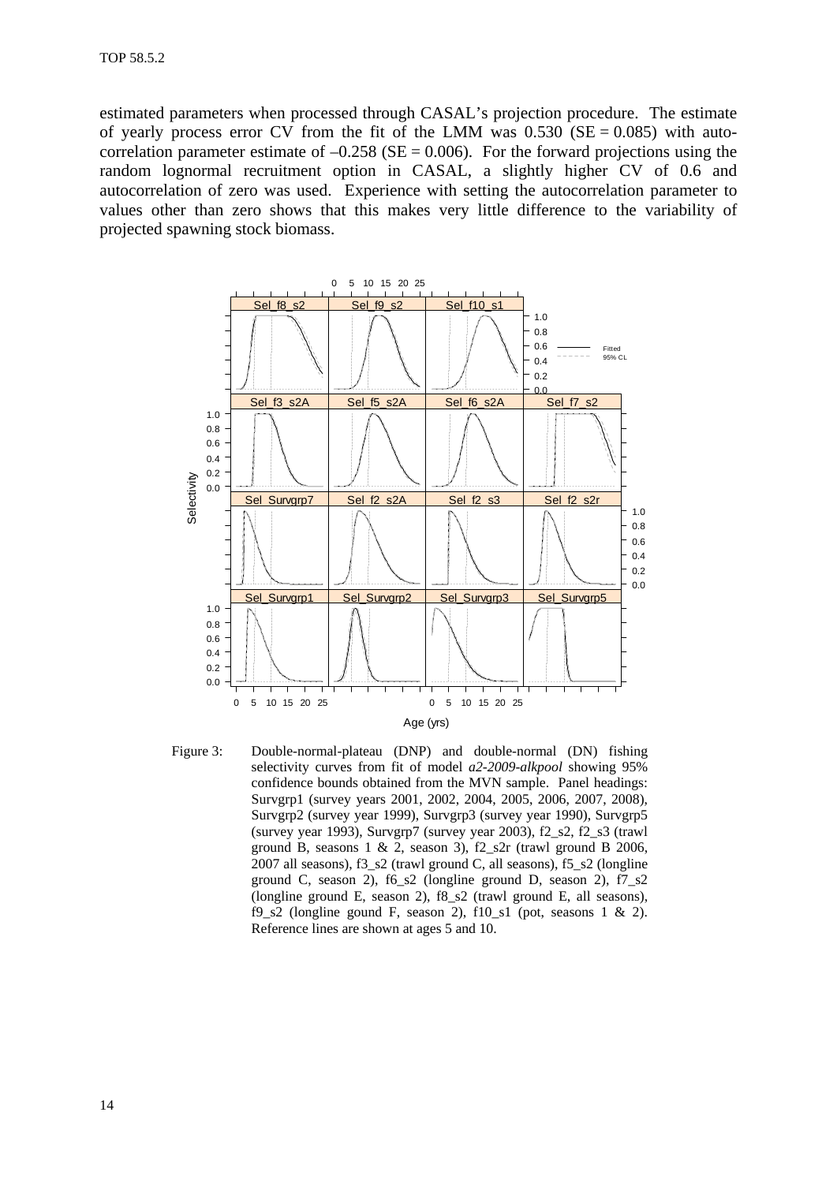estimated parameters when processed through CASAL's projection procedure. The estimate of yearly process error CV from the fit of the LMM was 0.530 (SE = 0.085) with auto-correlation parameter estimate of –0.258 (SE = 0.006). For the forward projections using the random lognormal recruitment option in CASAL, a slightly higher CV of 0.6 and autocorrelation of zero was used. Experience with setting the autocorrelation parameter to values other than zero shows that this makes very little difference to the variability of projected spawning stock biomass.

Figure 3: Double-normal-plateau (DNP) and double-normal (DN) fishing selectivity curves from fit of model *a2-2009-alkpool* showing 95% confidence bounds obtained from the MVN sample. Panel headings: Survgrp1 (survey years 2001, 2002, 2004, 2005, 2006, 2007, 2008), Survgrp2 (survey year 1999), Survgrp3 (survey year 1990), Survgrp5 (survey year 1993), Survgrp7 (survey year 2003), f2_s2, f2_s3 (trawl ground B, seasons 1 & 2, season 3), f2_s2r (trawl ground B 2006, 2007 all seasons), f3_s2 (trawl ground C, all seasons), f5_s2 (longline ground C, season 2), f6_s2 (longline ground D, season 2), f7_s2 (longline ground E, season 2), f8_s2 (trawl ground E, all seasons), f9_s2 (longline gound F, season 2), f10_s1 (pot, seasons 1 & 2). Reference lines are shown at ages 5 and 10.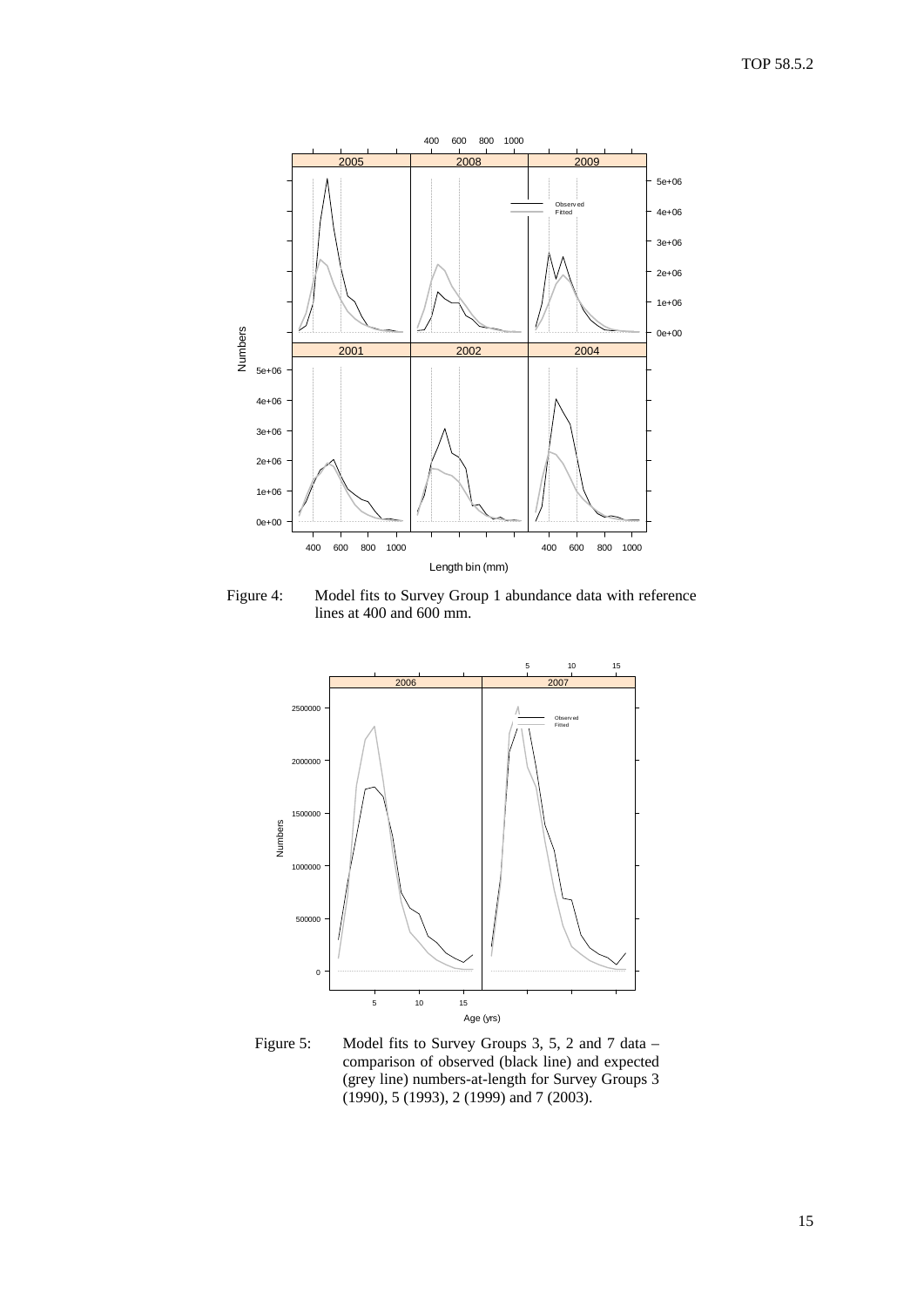Figure 4: Model fits to Survey Group 1 abundance data with reference lines at 400 and 600 mm.

Figure 5: Model fits to Survey Groups 3, 5, 2 and 7 data – comparison of observed (black line) and expected (grey line) numbers-at-length for Survey Groups 3 (1990), 5 (1993), 2 (1999) and 7 (2003).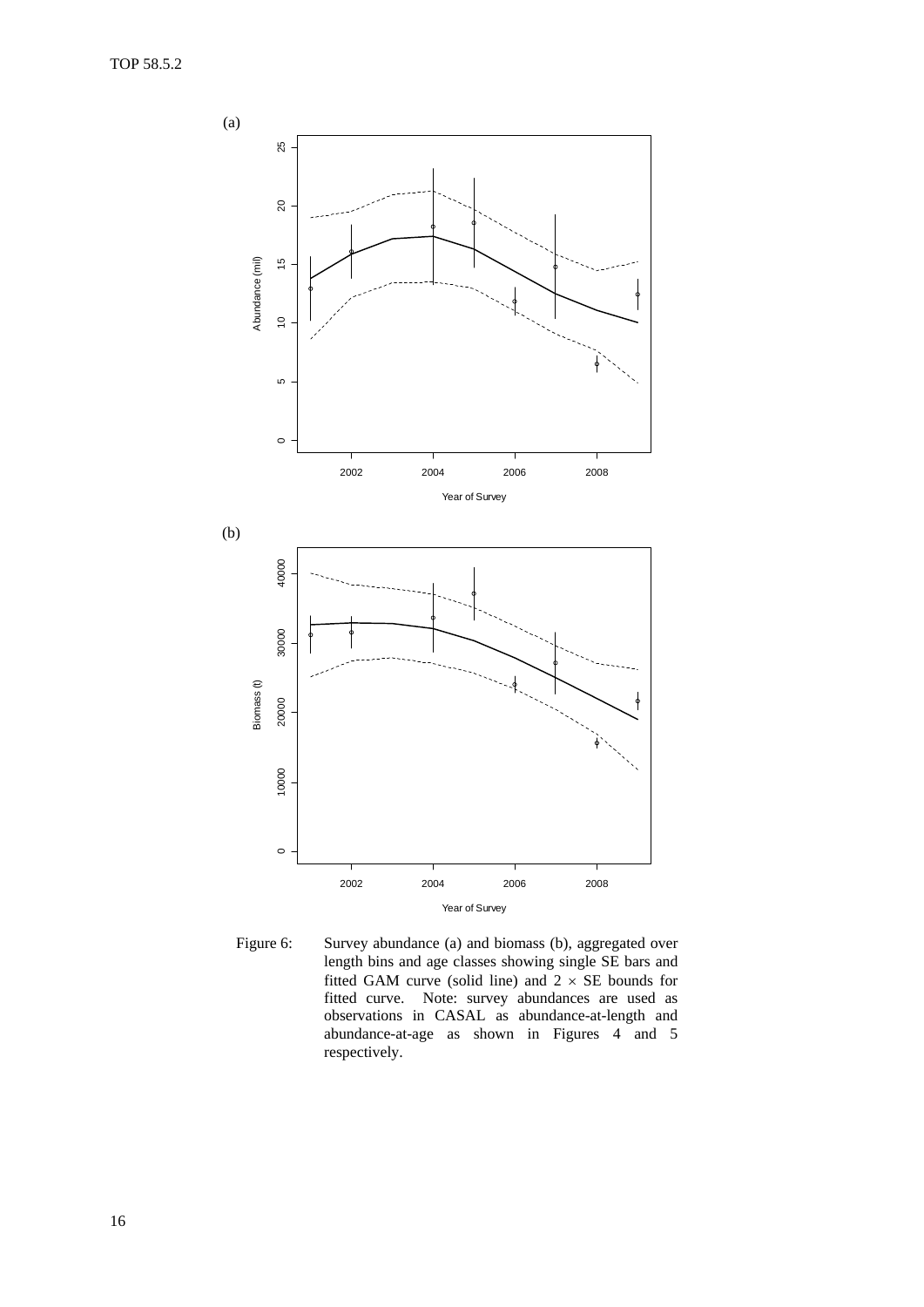(a)

(b)

Figure 6: Survey abundance (a) and biomass (b), aggregated over length bins and age classes showing single SE bars and fitted GAM curve (solid line) and $2 \times$ SE bounds for fitted curve. Note: survey abundances are used as observations in CASAL as abundance-at-length and abundance-at-age as shown in Figures 4 and 5 respectively.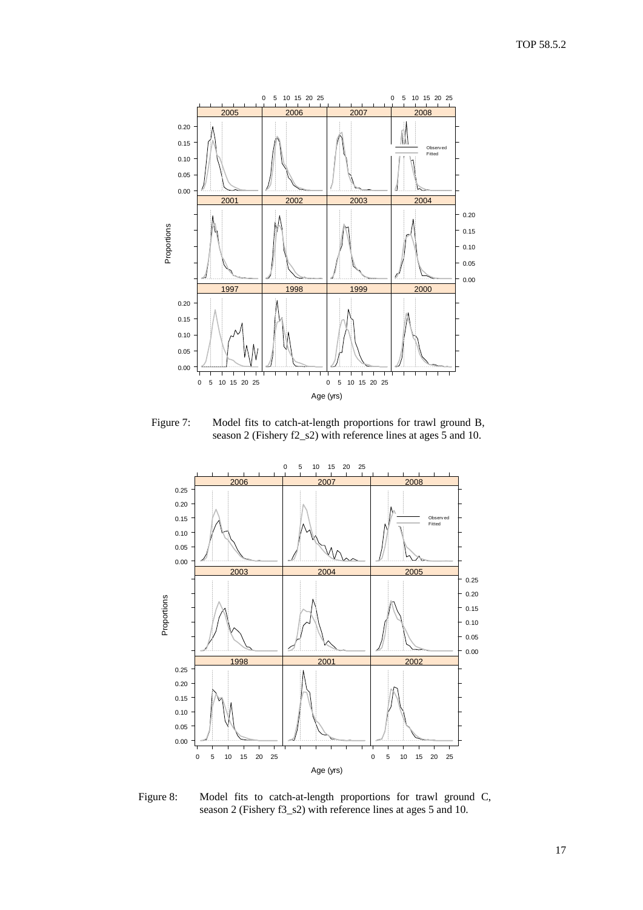Figure 7: Model fits to catch-at-length proportions for trawl ground B, season 2 (Fishery f2_s2) with reference lines at ages 5 and 10.

Figure 8: Model fits to catch-at-length proportions for trawl ground C, season 2 (Fishery f3_s2) with reference lines at ages 5 and 10.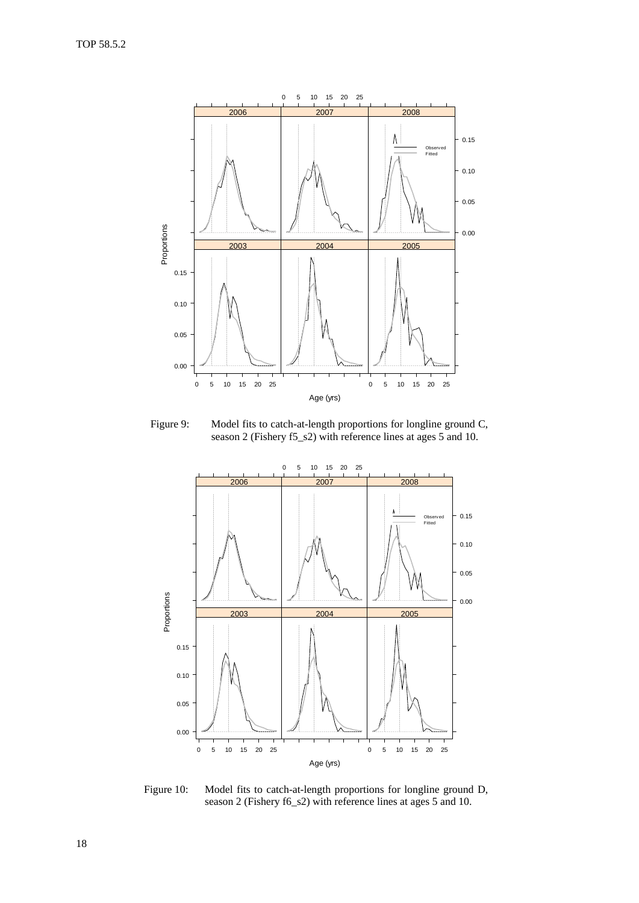Figure 9: Model fits to catch-at-length proportions for longline ground C, season 2 (Fishery f5_s2) with reference lines at ages 5 and 10.

Figure 10: Model fits to catch-at-length proportions for longline ground D, season 2 (Fishery f6_s2) with reference lines at ages 5 and 10.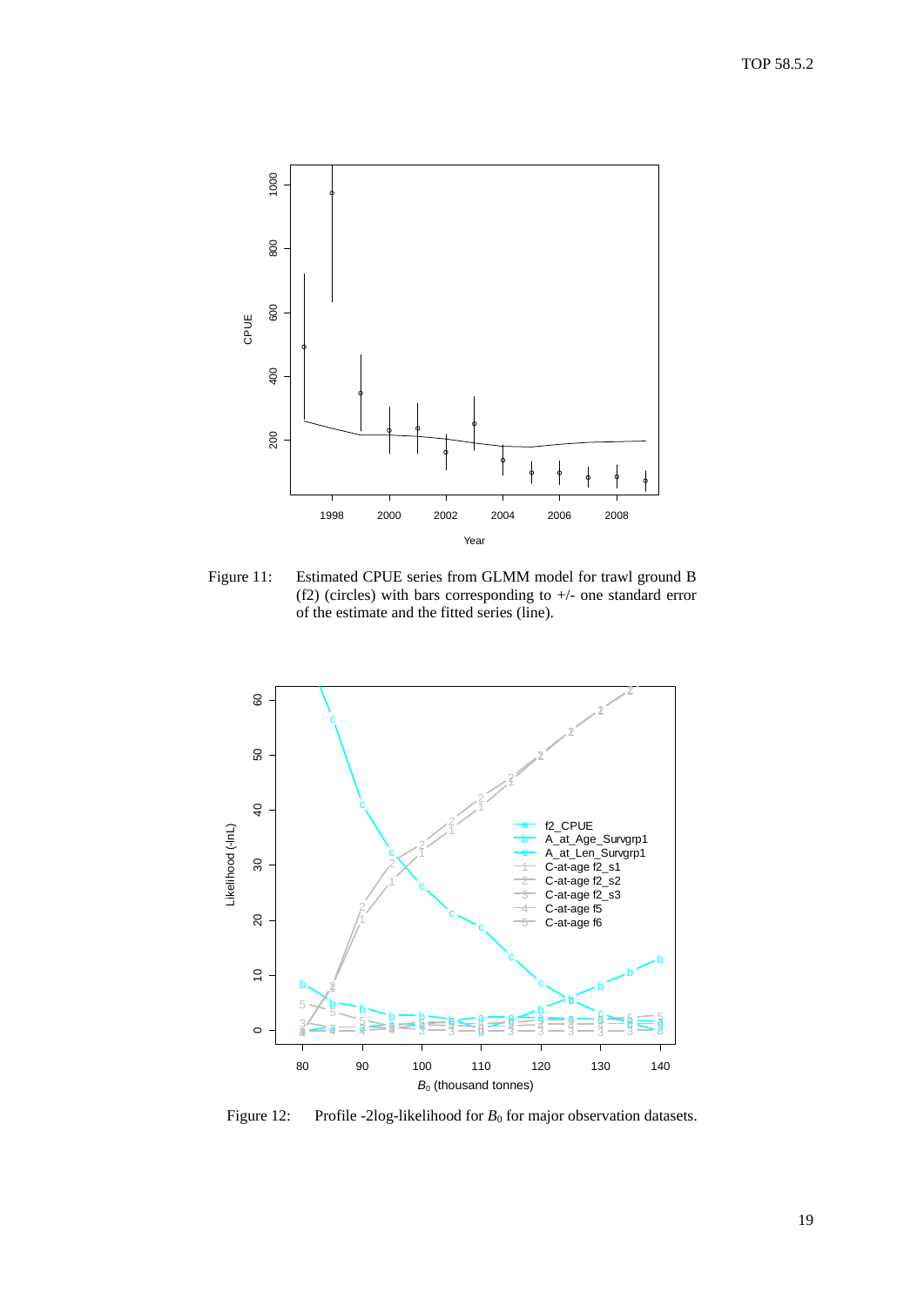Figure 11: Estimated CPUE series from GLMM model for trawl ground B (f2) (circles) with bars corresponding to +/- one standard error of the estimate and the fitted series (line).

Figure 12: Profile -2log-likelihood for $B_0$ for major observation datasets.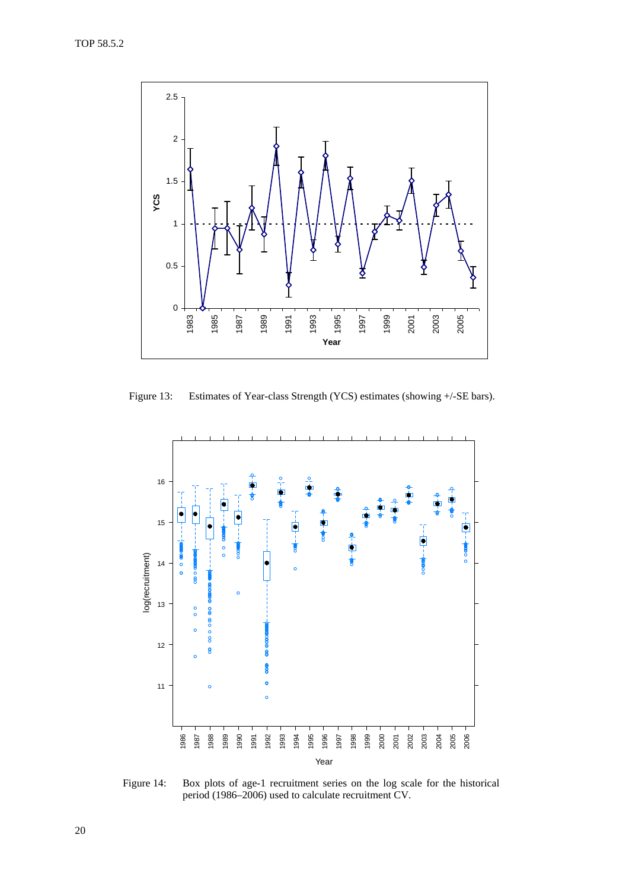Figure 13: Estimates of Year-class Strength (YCS) estimates (showing +/-SE bars).

Figure 14: Box plots of age-1 recruitment series on the log scale for the historical period (1986–2006) used to calculate recruitment CV.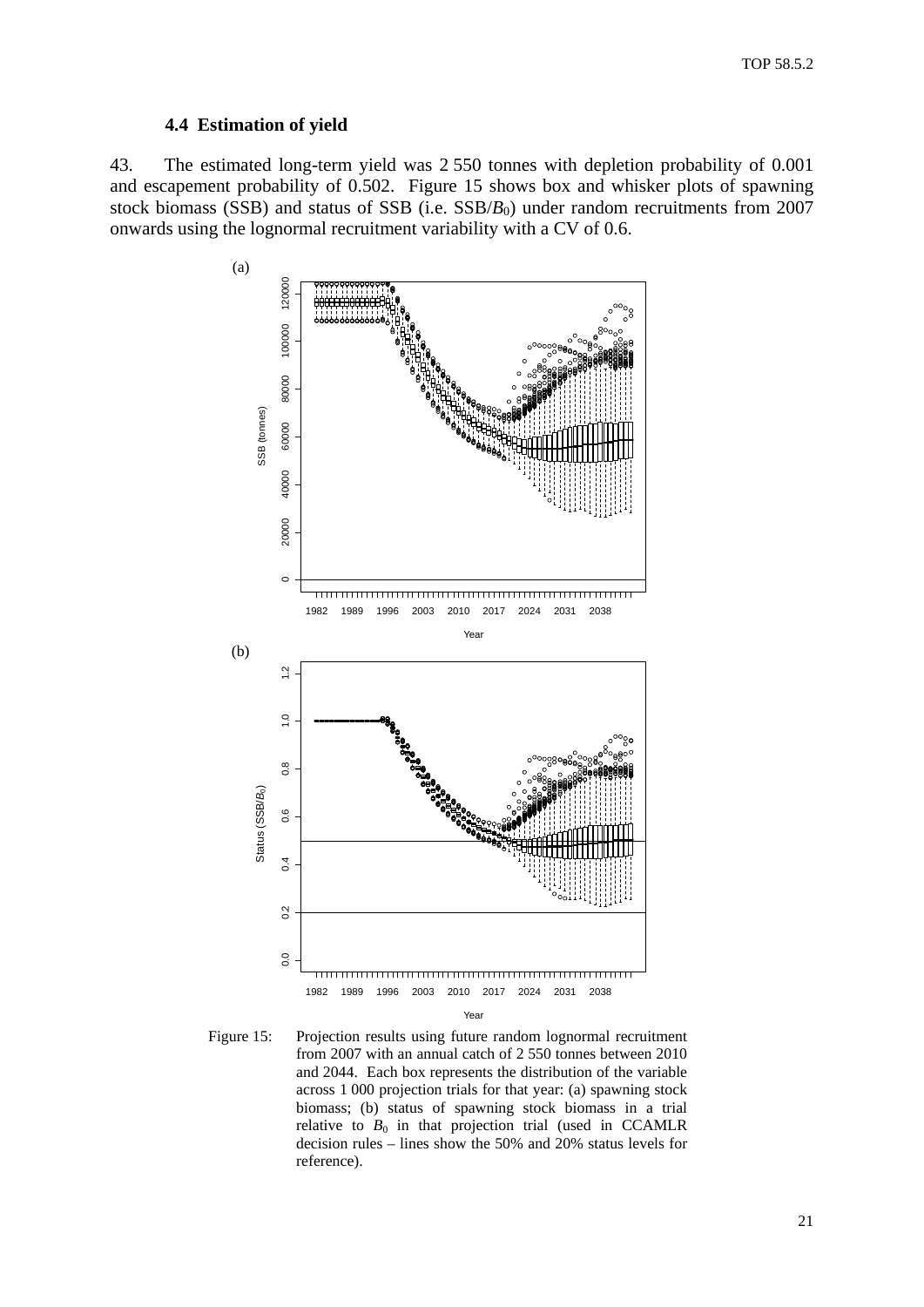### 4.4 Estimation of yield

43. The estimated long-term yield was 2 550 tonnes with depletion probability of 0.001 and escapement probability of 0.502. Figure 15 shows box and whisker plots of spawning stock biomass (SSB) and status of SSB (i.e. $SSB/B_0$) under random recruitments from 2007 onwards using the lognormal recruitment variability with a CV of 0.6.

Figure 15: Projection results using future random lognormal recruitment from 2007 with an annual catch of 2 550 tonnes between 2010 and 2044. Each box represents the distribution of the variable across 1 000 projection trials for that year: (a) spawning stock biomass; (b) status of spawning stock biomass in a trial relative to $B_0$ in that projection trial (used in CCAMLR decision rules – lines show the 50% and 20% status levels for reference).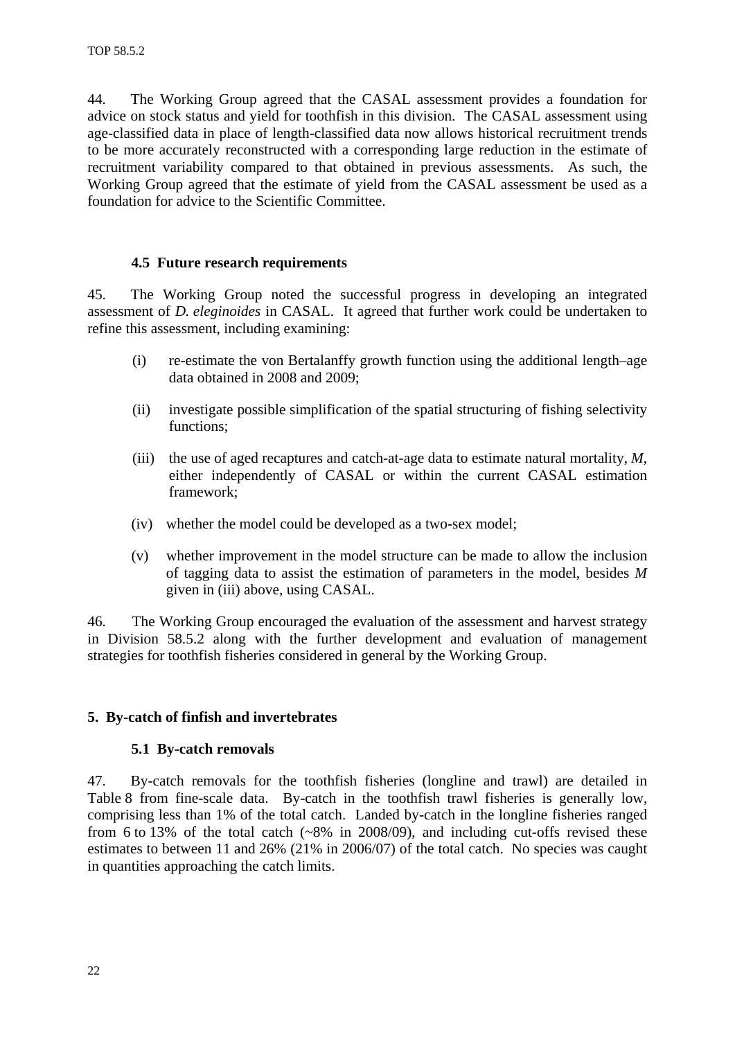44. The Working Group agreed that the CASAL assessment provides a foundation for advice on stock status and yield for toothfish in this division. The CASAL assessment using age-classified data in place of length-classified data now allows historical recruitment trends to be more accurately reconstructed with a corresponding large reduction in the estimate of recruitment variability compared to that obtained in previous assessments. As such, the Working Group agreed that the estimate of yield from the CASAL assessment be used as a foundation for advice to the Scientific Committee.

### 4.5 Future research requirements

45. The Working Group noted the successful progress in developing an integrated assessment of *D. eleginoides* in CASAL. It agreed that further work could be undertaken to refine this assessment, including examining:

- (i) re-estimate the von Bertalanffy growth function using the additional length–age data obtained in 2008 and 2009;
- (ii) investigate possible simplification of the spatial structuring of fishing selectivity functions;
- (iii) the use of aged recaptures and catch-at-age data to estimate natural mortality, *M*, either independently of CASAL or within the current CASAL estimation framework;
- (iv) whether the model could be developed as a two-sex model;
- (v) whether improvement in the model structure can be made to allow the inclusion of tagging data to assist the estimation of parameters in the model, besides *M* given in (iii) above, using CASAL.

46. The Working Group encouraged the evaluation of the assessment and harvest strategy in Division 58.5.2 along with the further development and evaluation of management strategies for toothfish fisheries considered in general by the Working Group.

## 5. By-catch of finfish and invertebrates

### 5.1 By-catch removals

47. By-catch removals for the toothfish fisheries (longline and trawl) are detailed in Table 8 from fine-scale data. By-catch in the toothfish trawl fisheries is generally low, comprising less than 1% of the total catch. Landed by-catch in the longline fisheries ranged from 6 to 13% of the total catch (~8% in 2008/09), and including cut-offs revised these estimates to between 11 and 26% (21% in 2006/07) of the total catch. No species was caught in quantities approaching the catch limits.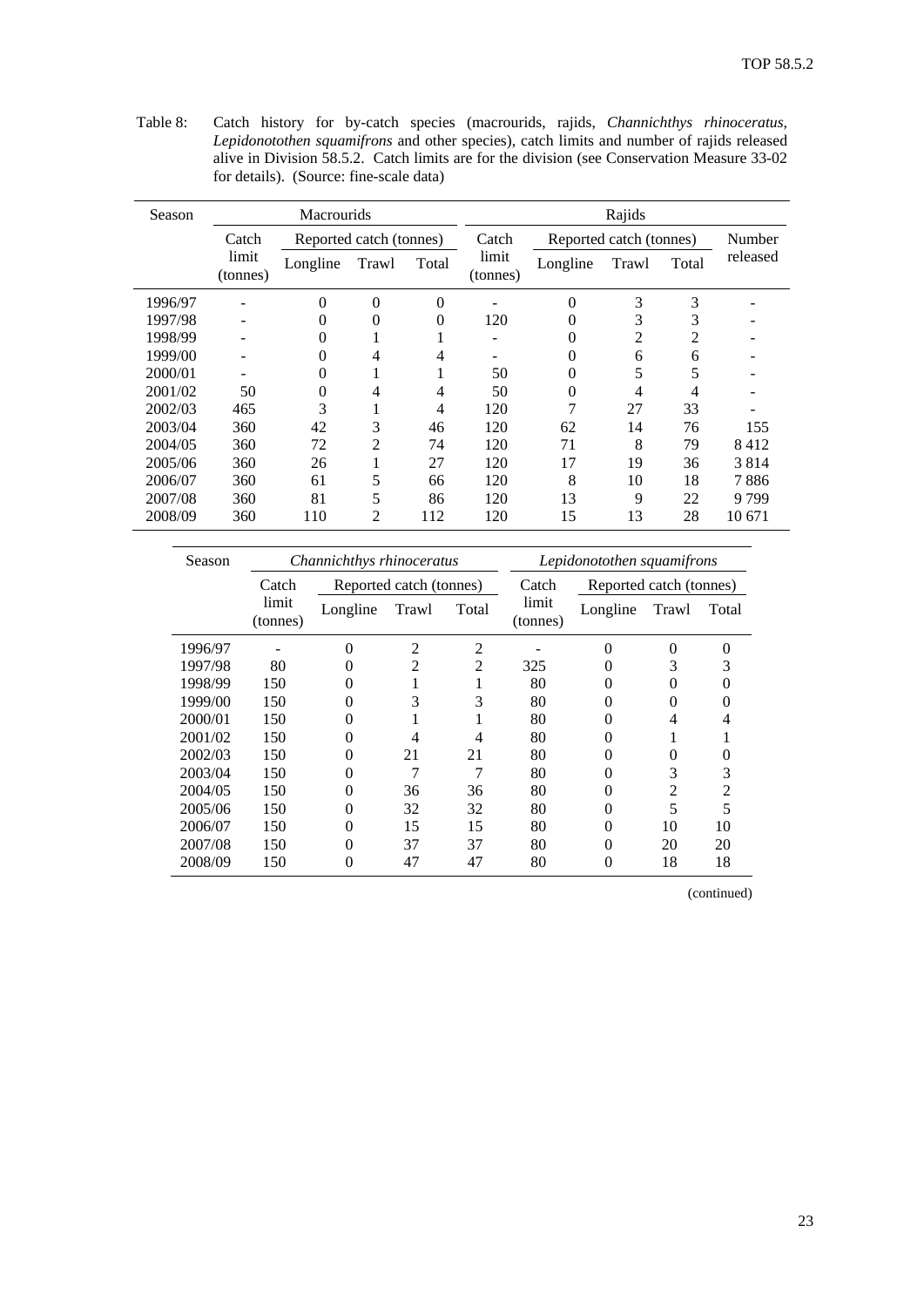Table 8: Catch history for by-catch species (macrourids, rajids, *Channichthys rhinoceratus, Lepidonotothen squamifrons* and other species), catch limits and number of rajids released alive in Division 58.5.2. Catch limits are for the division (see Conservation Measure 33-02 for details). (Source: fine-scale data)

| Season | Macrourids | | | | Rajids | | | | |
|---|---|---|---|---|---|---|---|---|---|
| | Catch limit (tonnes) | Reported catch (tonnes) | | | Catch limit (tonnes) | Reported catch (tonnes) | | | Number released |
| | | Longline | Trawl | Total | | Longline | Trawl | Total | |
| 1996/97 | - | 0 | 0 | 0 | - | 0 | 3 | 3 | - |
| 1997/98 | - | 0 | 0 | 0 | 120 | 0 | 3 | 3 | - |
| 1998/99 | - | 0 | 1 | 1 | - | 0 | 2 | 2 | - |
| 1999/00 | - | 0 | 4 | 4 | - | 0 | 6 | 6 | - |
| 2000/01 | - | 0 | 1 | 1 | 50 | 0 | 5 | 5 | - |
| 2001/02 | 50 | 0 | 4 | 4 | 50 | 0 | 4 | 4 | - |
| 2002/03 | 465 | 3 | 1 | 4 | 120 | 7 | 27 | 33 | - |
| 2003/04 | 360 | 42 | 3 | 46 | 120 | 62 | 14 | 76 | 155 |
| 2004/05 | 360 | 72 | 2 | 74 | 120 | 71 | 8 | 79 | 8 412 |
| 2005/06 | 360 | 26 | 1 | 27 | 120 | 17 | 19 | 36 | 3 814 |
| 2006/07 | 360 | 61 | 5 | 66 | 120 | 8 | 10 | 18 | 7 886 |
| 2007/08 | 360 | 81 | 5 | 86 | 120 | 13 | 9 | 22 | 9 799 |
| 2008/09 | 360 | 110 | 2 | 112 | 120 | 15 | 13 | 28 | 10 671 |

| Season | *Channichthys rhinoceratus* | | | | *Lepidonotothen squamifrons* | | | |
|---|---|---|---|---|---|---|---|---|
| | Catch limit (tonnes) | Reported catch (tonnes) | | | Catch limit (tonnes) | Reported catch (tonnes) | | |
| | | Longline | Trawl | Total | | Longline | Trawl | Total |
| 1996/97 | - | 0 | 2 | 2 | - | 0 | 0 | 0 |
| 1997/98 | 80 | 0 | 2 | 2 | 325 | 0 | 3 | 3 |
| 1998/99 | 150 | 0 | 1 | 1 | 80 | 0 | 0 | 0 |
| 1999/00 | 150 | 0 | 3 | 3 | 80 | 0 | 0 | 0 |
| 2000/01 | 150 | 0 | 1 | 1 | 80 | 0 | 4 | 4 |
| 2001/02 | 150 | 0 | 4 | 4 | 80 | 0 | 1 | 1 |
| 2002/03 | 150 | 0 | 21 | 21 | 80 | 0 | 0 | 0 |
| 2003/04 | 150 | 0 | 7 | 7 | 80 | 0 | 3 | 3 |
| 2004/05 | 150 | 0 | 36 | 36 | 80 | 0 | 2 | 2 |
| 2005/06 | 150 | 0 | 32 | 32 | 80 | 0 | 5 | 5 |
| 2006/07 | 150 | 0 | 15 | 15 | 80 | 0 | 10 | 10 |
| 2007/08 | 150 | 0 | 37 | 37 | 80 | 0 | 20 | 20 |
| 2008/09 | 150 | 0 | 47 | 47 | 80 | 0 | 18 | 18 |

(continued)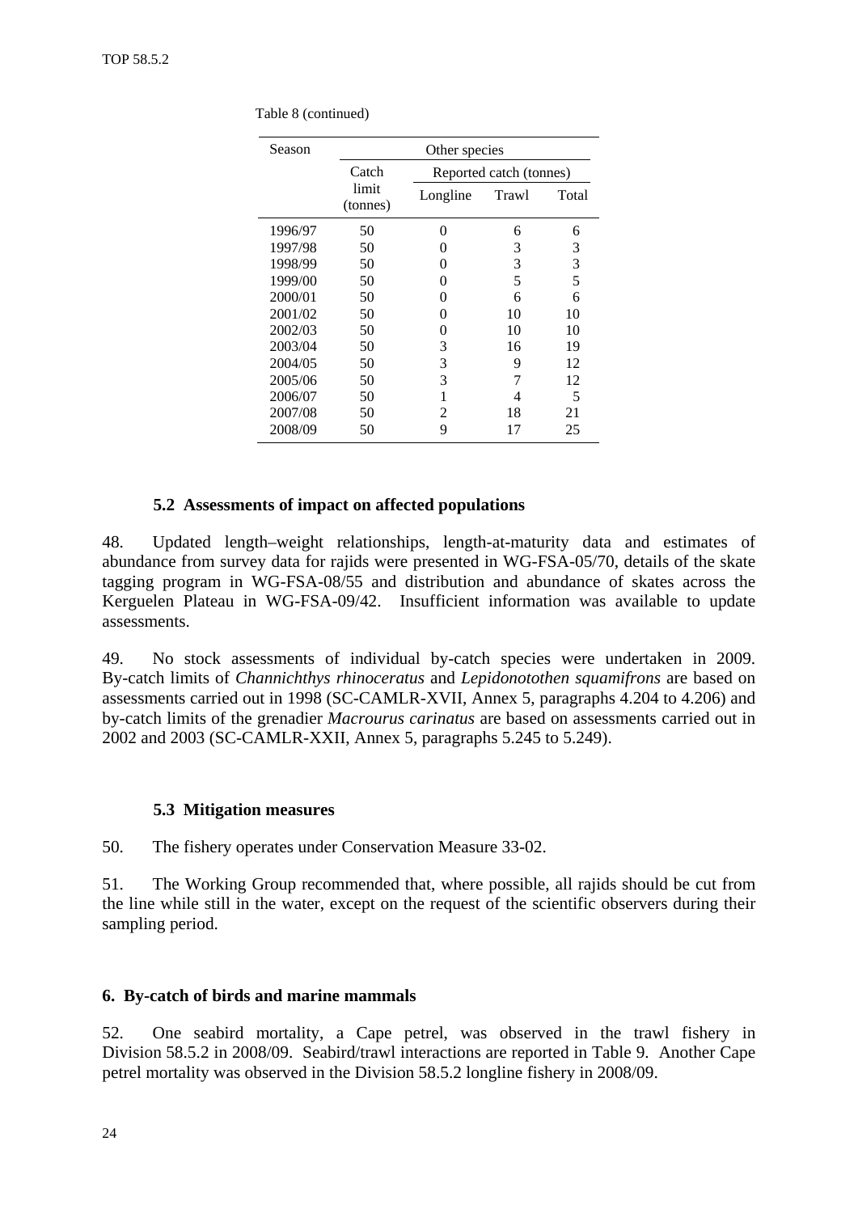Table 8 (continued)

| Season | Other species | | | |
|---|---|---|---|---|
| | Catch limit (tonnes) | Reported catch (tonnes) | | |
| | | Longline | Trawl | Total |
| 1996/97 | 50 | 0 | 6 | 6 |
| 1997/98 | 50 | 0 | 3 | 3 |
| 1998/99 | 50 | 0 | 3 | 3 |
| 1999/00 | 50 | 0 | 5 | 5 |
| 2000/01 | 50 | 0 | 6 | 6 |
| 2001/02 | 50 | 0 | 10 | 10 |
| 2002/03 | 50 | 0 | 10 | 10 |
| 2003/04 | 50 | 3 | 16 | 19 |
| 2004/05 | 50 | 3 | 9 | 12 |
| 2005/06 | 50 | 3 | 7 | 12 |
| 2006/07 | 50 | 1 | 4 | 5 |
| 2007/08 | 50 | 2 | 18 | 21 |
| 2008/09 | 50 | 9 | 17 | 25 |

### 5.2 Assessments of impact on affected populations

48. Updated length–weight relationships, length-at-maturity data and estimates of abundance from survey data for rajids were presented in WG-FSA-05/70, details of the skate tagging program in WG-FSA-08/55 and distribution and abundance of skates across the Kerguelen Plateau in WG-FSA-09/42. Insufficient information was available to update assessments.

49. No stock assessments of individual by-catch species were undertaken in 2009. By-catch limits of *Channichthys rhinoceratus* and *Lepidonotothen squamifrons* are based on assessments carried out in 1998 (SC-CAMLR-XVII, Annex 5, paragraphs 4.204 to 4.206) and by-catch limits of the grenadier *Macrourus carinatus* are based on assessments carried out in 2002 and 2003 (SC-CAMLR-XXII, Annex 5, paragraphs 5.245 to 5.249).

### 5.3 Mitigation measures

50. The fishery operates under Conservation Measure 33-02.

51. The Working Group recommended that, where possible, all rajids should be cut from the line while still in the water, except on the request of the scientific observers during their sampling period.

## 6. By-catch of birds and marine mammals

52. One seabird mortality, a Cape petrel, was observed in the trawl fishery in Division 58.5.2 in 2008/09. Seabird/trawl interactions are reported in Table 9. Another Cape petrel mortality was observed in the Division 58.5.2 longline fishery in 2008/09.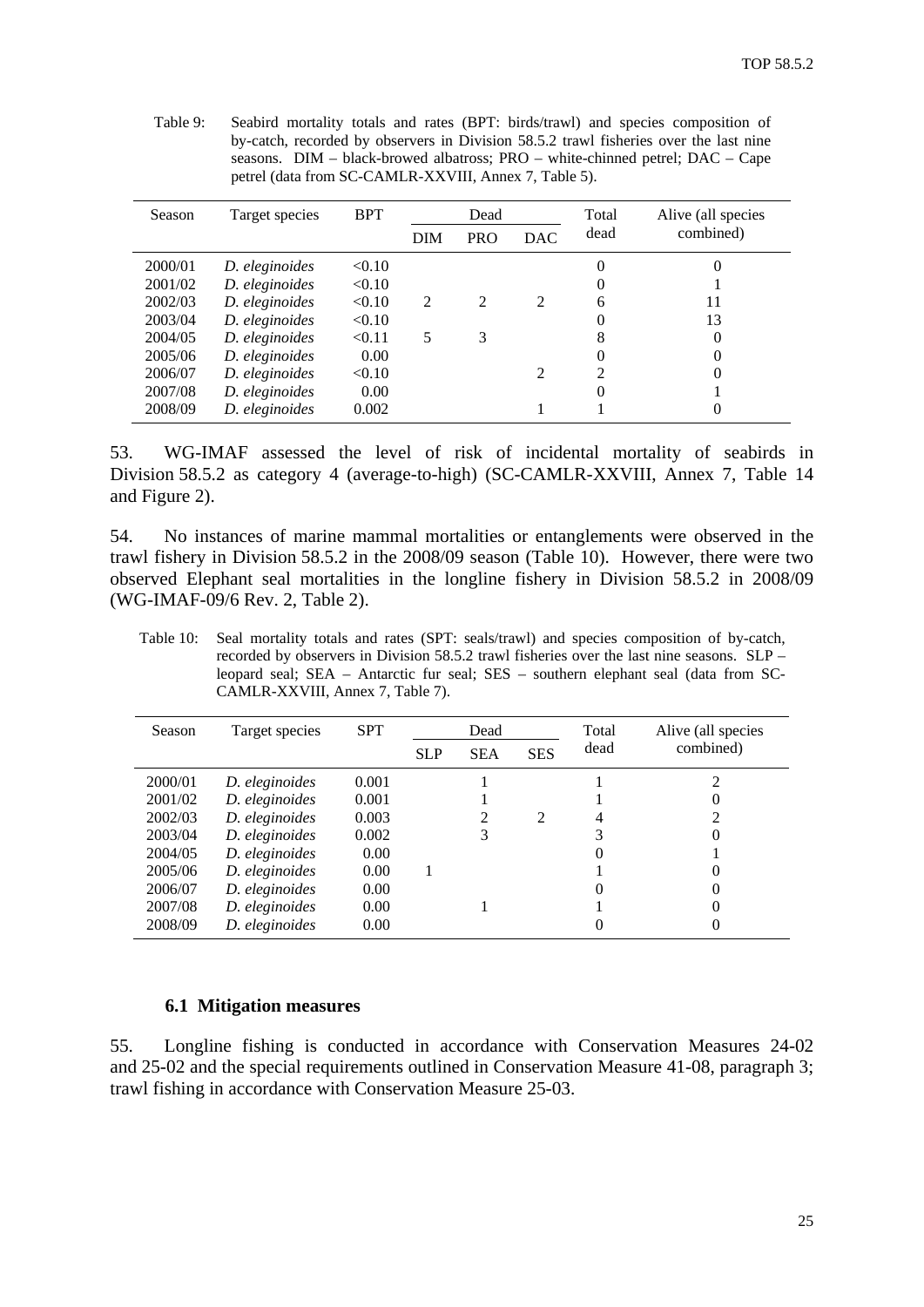Table 9: Seabird mortality totals and rates (BPT: birds/trawl) and species composition of by-catch, recorded by observers in Division 58.5.2 trawl fisheries over the last nine seasons. DIM – black-browed albatross; PRO – white-chinned petrel; DAC – Cape petrel (data from SC-CAMLR-XXVIII, Annex 7, Table 5).

| Season | Target species | BPT | Dead | | | Total dead | Alive (all species combined) |
|---|---|---|---|---|---|---|---|
| | | | DIM | PRO | DAC | | |
| 2000/01 | *D. eleginoides* | <0.10 | | | | 0 | 0 |
| 2001/02 | *D. eleginoides* | <0.10 | | | | 0 | 1 |
| 2002/03 | *D. eleginoides* | <0.10 | 2 | 2 | 2 | 6 | 11 |
| 2003/04 | *D. eleginoides* | <0.10 | | | | 0 | 13 |
| 2004/05 | *D. eleginoides* | <0.11 | 5 | 3 | | 8 | 0 |
| 2005/06 | *D. eleginoides* | 0.00 | | | | 0 | 0 |
| 2006/07 | *D. eleginoides* | <0.10 | | | 2 | 2 | 0 |
| 2007/08 | *D. eleginoides* | 0.00 | | | | 0 | 1 |
| 2008/09 | *D. eleginoides* | 0.002 | | | 1 | 1 | 0 |

53. WG-IMAF assessed the level of risk of incidental mortality of seabirds in Division 58.5.2 as category 4 (average-to-high) (SC-CAMLR-XXVIII, Annex 7, Table 14 and Figure 2).

54. No instances of marine mammal mortalities or entanglements were observed in the trawl fishery in Division 58.5.2 in the 2008/09 season (Table 10). However, there were two observed Elephant seal mortalities in the longline fishery in Division 58.5.2 in 2008/09 (WG-IMAF-09/6 Rev. 2, Table 2).

Table 10: Seal mortality totals and rates (SPT: seals/trawl) and species composition of by-catch, recorded by observers in Division 58.5.2 trawl fisheries over the last nine seasons. SLP – leopard seal; SEA – Antarctic fur seal; SES – southern elephant seal (data from SC-CAMLR-XXVIII, Annex 7, Table 7).

| Season | Target species | SPT | Dead | | | Total dead | Alive (all species combined) |
|---|---|---|---|---|---|---|---|
| | | | SLP | SEA | SES | | |
| 2000/01 | *D. eleginoides* | 0.001 | | 1 | | 1 | 2 |
| 2001/02 | *D. eleginoides* | 0.001 | | 1 | | 1 | 0 |
| 2002/03 | *D. eleginoides* | 0.003 | | 2 | 2 | 4 | 2 |
| 2003/04 | *D. eleginoides* | 0.002 | | 3 | | 3 | 0 |
| 2004/05 | *D. eleginoides* | 0.00 | | | | 0 | 1 |
| 2005/06 | *D. eleginoides* | 0.00 | 1 | | | 1 | 0 |
| 2006/07 | *D. eleginoides* | 0.00 | | | | 0 | 0 |
| 2007/08 | *D. eleginoides* | 0.00 | | 1 | | 1 | 0 |
| 2008/09 | *D. eleginoides* | 0.00 | | | | 0 | 0 |

### 6.1 Mitigation measures

55. Longline fishing is conducted in accordance with Conservation Measures 24-02 and 25-02 and the special requirements outlined in Conservation Measure 41-08, paragraph 3; trawl fishing in accordance with Conservation Measure 25-03.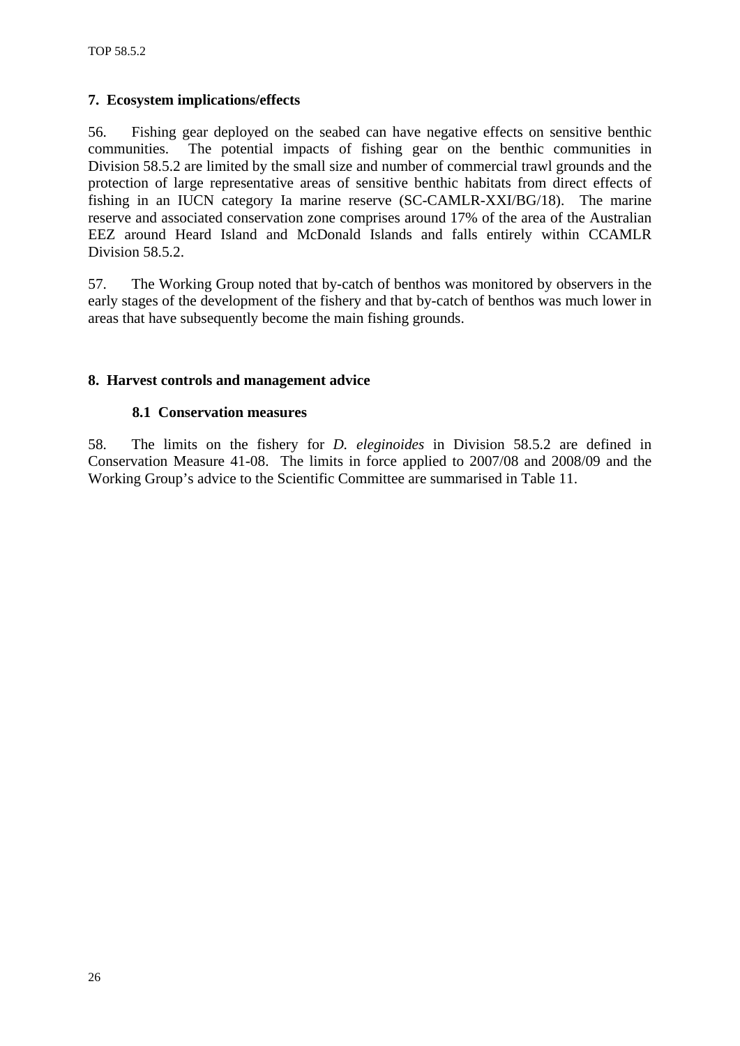## 7. Ecosystem implications/effects

56. Fishing gear deployed on the seabed can have negative effects on sensitive benthic communities. The potential impacts of fishing gear on the benthic communities in Division 58.5.2 are limited by the small size and number of commercial trawl grounds and the protection of large representative areas of sensitive benthic habitats from direct effects of fishing in an IUCN category Ia marine reserve (SC-CAMLR-XXI/BG/18). The marine reserve and associated conservation zone comprises around 17% of the area of the Australian EEZ around Heard Island and McDonald Islands and falls entirely within CCAMLR Division 58.5.2.

57. The Working Group noted that by-catch of benthos was monitored by observers in the early stages of the development of the fishery and that by-catch of benthos was much lower in areas that have subsequently become the main fishing grounds.

## 8. Harvest controls and management advice

### 8.1 Conservation measures

58. The limits on the fishery for *D. eleginoides* in Division 58.5.2 are defined in Conservation Measure 41-08. The limits in force applied to 2007/08 and 2008/09 and the Working Group's advice to the Scientific Committee are summarised in Table 11.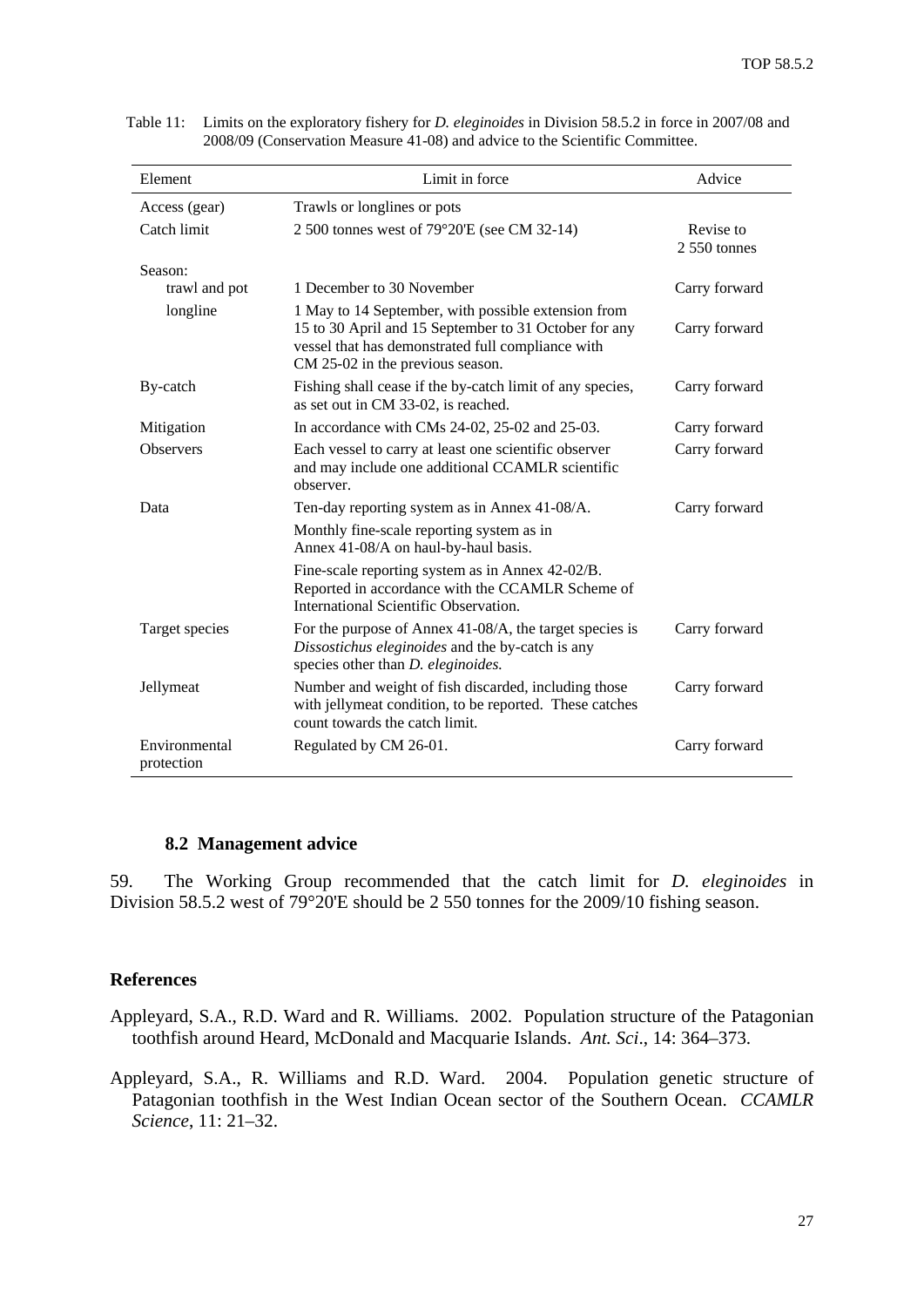Table 11: Limits on the exploratory fishery for *D. eleginoides* in Division 58.5.2 in force in 2007/08 and 2008/09 (Conservation Measure 41-08) and advice to the Scientific Committee.

| Element | Limit in force | Advice |
|---|---|---|
| Access (gear) | Trawls or longlines or pots | |
| Catch limit | 2 500 tonnes west of 79°20'E (see CM 32-14) | Revise to 2 550 tonnes |
| Season: | | |
| trawl and pot | 1 December to 30 November | Carry forward |
| longline | 1 May to 14 September, with possible extension from 15 to 30 April and 15 September to 31 October for any vessel that has demonstrated full compliance with CM 25-02 in the previous season. | Carry forward |
| By-catch | Fishing shall cease if the by-catch limit of any species, as set out in CM 33-02, is reached. | Carry forward |
| Mitigation | In accordance with CMs 24-02, 25-02 and 25-03. | Carry forward |
| Observers | Each vessel to carry at least one scientific observer and may include one additional CCAMLR scientific observer. | Carry forward |
| Data | Ten-day reporting system as in Annex 41-08/A. Monthly fine-scale reporting system as in Annex 41-08/A on haul-by-haul basis. Fine-scale reporting system as in Annex 42-02/B. Reported in accordance with the CCAMLR Scheme of International Scientific Observation. | Carry forward |
| Target species | For the purpose of Annex 41-08/A, the target species is *Dissostichus eleginoides* and the by-catch is any species other than *D. eleginoides.* | Carry forward |
| Jellymeat | Number and weight of fish discarded, including those with jellymeat condition, to be reported. These catches count towards the catch limit. | Carry forward |
| Environmental protection | Regulated by CM 26-01. | Carry forward |

### 8.2 Management advice

59. The Working Group recommended that the catch limit for *D. eleginoides* in Division 58.5.2 west of 79°20'E should be 2 550 tonnes for the 2009/10 fishing season.

## References

Appleyard, S.A., R.D. Ward and R. Williams. 2002. Population structure of the Patagonian toothfish around Heard, McDonald and Macquarie Islands. *Ant. Sci*., 14: 364–373.

Appleyard, S.A., R. Williams and R.D. Ward. 2004. Population genetic structure of Patagonian toothfish in the West Indian Ocean sector of the Southern Ocean. *CCAMLR Science*, 11: 21–32.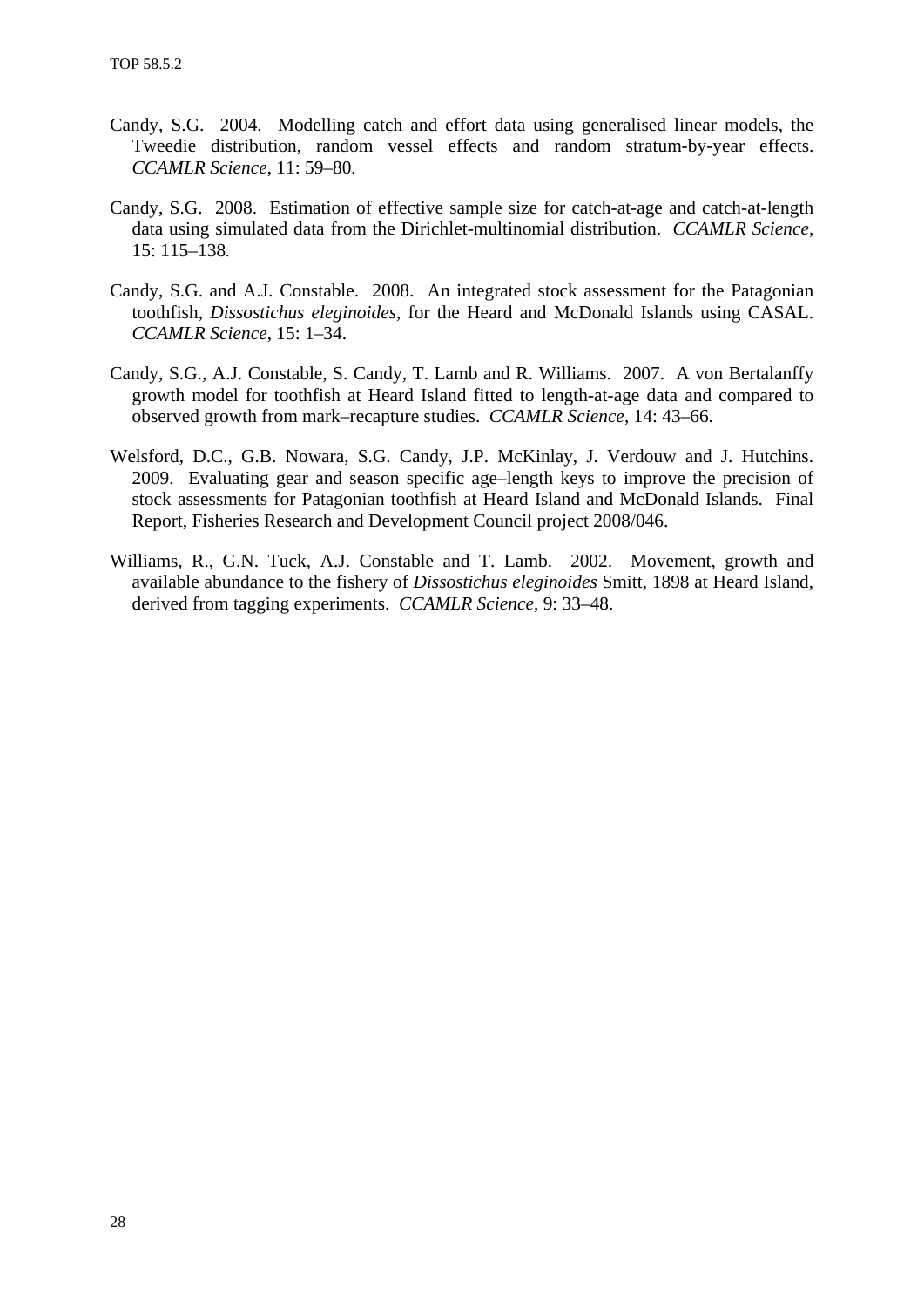Candy, S.G. 2004. Modelling catch and effort data using generalised linear models, the Tweedie distribution, random vessel effects and random stratum-by-year effects. *CCAMLR Science*, 11: 59–80.

Candy, S.G. 2008. Estimation of effective sample size for catch-at-age and catch-at-length data using simulated data from the Dirichlet-multinomial distribution. *CCAMLR Science*, 15: 115–138.

Candy, S.G. and A.J. Constable. 2008. An integrated stock assessment for the Patagonian toothfish, *Dissostichus eleginoides*, for the Heard and McDonald Islands using CASAL. *CCAMLR Science*, 15: 1–34.

Candy, S.G., A.J. Constable, S. Candy, T. Lamb and R. Williams. 2007. A von Bertalanffy growth model for toothfish at Heard Island fitted to length-at-age data and compared to observed growth from mark–recapture studies. *CCAMLR Science*, 14: 43–66.

Welsford, D.C., G.B. Nowara, S.G. Candy, J.P. McKinlay, J. Verdouw and J. Hutchins. 2009. Evaluating gear and season specific age–length keys to improve the precision of stock assessments for Patagonian toothfish at Heard Island and McDonald Islands. Final Report, Fisheries Research and Development Council project 2008/046.

Williams, R., G.N. Tuck, A.J. Constable and T. Lamb. 2002. Movement, growth and available abundance to the fishery of *Dissostichus eleginoides* Smitt, 1898 at Heard Island, derived from tagging experiments. *CCAMLR Science*, 9: 33–48.